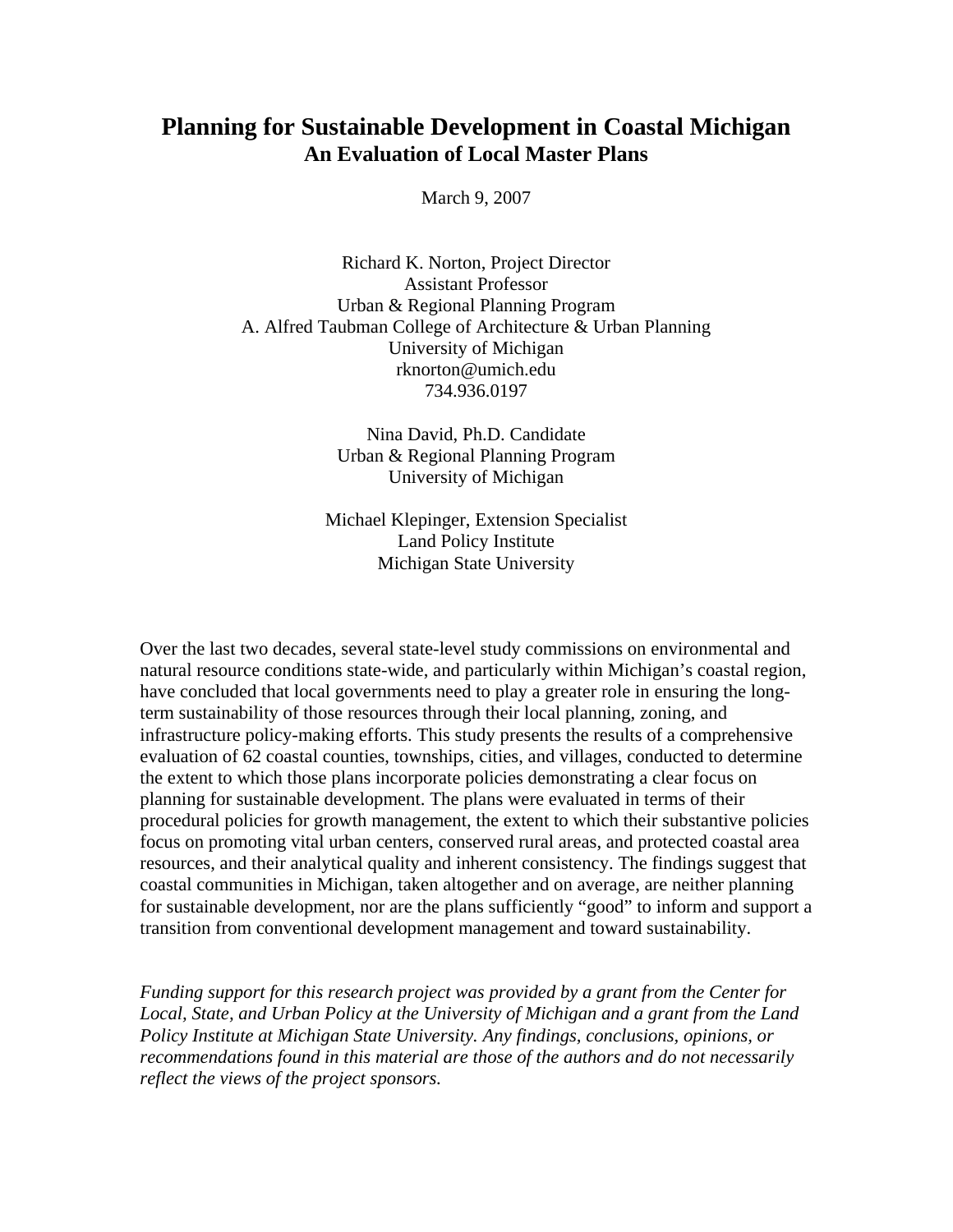# Planning for Sustainable Development in Coastal Michigan

## An Evaluation of Local Master Plans

March 9, 2007

Richard K. Norton, Project Director
Assistant Professor
Urban & Regional Planning Program
A. Alfred Taubman College of Architecture & Urban Planning
University of Michigan
rknorton@umich.edu
734.936.0197

Nina David, Ph.D. Candidate
Urban & Regional Planning Program
University of Michigan

Michael Klepinger, Extension Specialist
Land Policy Institute
Michigan State University

Over the last two decades, several state-level study commissions on environmental and natural resource conditions state-wide, and particularly within Michigan's coastal region, have concluded that local governments need to play a greater role in ensuring the long-term sustainability of those resources through their local planning, zoning, and infrastructure policy-making efforts. This study presents the results of a comprehensive evaluation of 62 coastal counties, townships, cities, and villages, conducted to determine the extent to which those plans incorporate policies demonstrating a clear focus on planning for sustainable development. The plans were evaluated in terms of their procedural policies for growth management, the extent to which their substantive policies focus on promoting vital urban centers, conserved rural areas, and protected coastal area resources, and their analytical quality and inherent consistency. The findings suggest that coastal communities in Michigan, taken altogether and on average, are neither planning for sustainable development, nor are the plans sufficiently "good" to inform and support a transition from conventional development management and toward sustainability.

*Funding support for this research project was provided by a grant from the Center for Local, State, and Urban Policy at the University of Michigan and a grant from the Land Policy Institute at Michigan State University. Any findings, conclusions, opinions, or recommendations found in this material are those of the authors and do not necessarily reflect the views of the project sponsors.*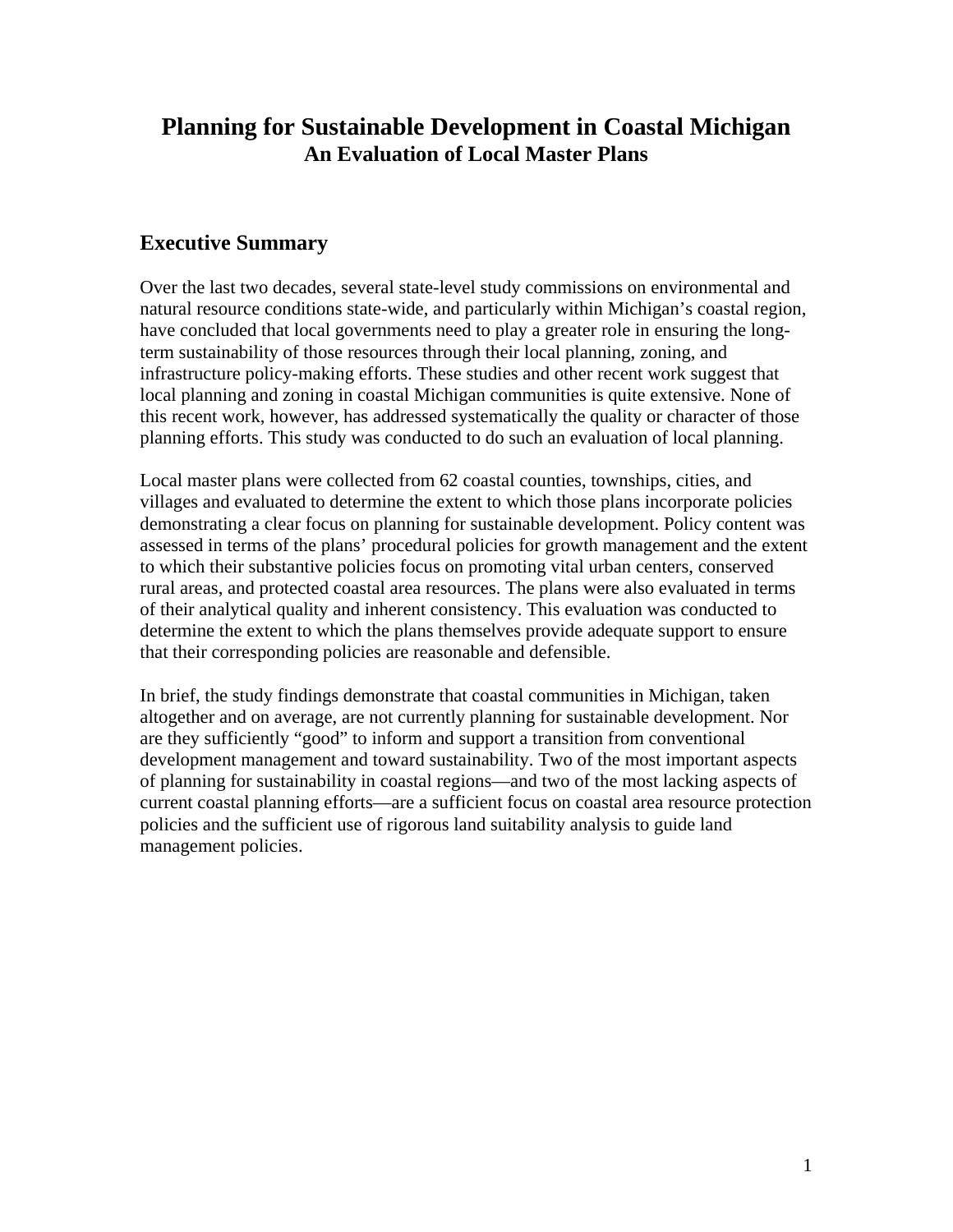# Planning for Sustainable Development in Coastal Michigan

## An Evaluation of Local Master Plans

## Executive Summary

Over the last two decades, several state-level study commissions on environmental and natural resource conditions state-wide, and particularly within Michigan's coastal region, have concluded that local governments need to play a greater role in ensuring the long-term sustainability of those resources through their local planning, zoning, and infrastructure policy-making efforts. These studies and other recent work suggest that local planning and zoning in coastal Michigan communities is quite extensive. None of this recent work, however, has addressed systematically the quality or character of those planning efforts. This study was conducted to do such an evaluation of local planning.

Local master plans were collected from 62 coastal counties, townships, cities, and villages and evaluated to determine the extent to which those plans incorporate policies demonstrating a clear focus on planning for sustainable development. Policy content was assessed in terms of the plans' procedural policies for growth management and the extent to which their substantive policies focus on promoting vital urban centers, conserved rural areas, and protected coastal area resources. The plans were also evaluated in terms of their analytical quality and inherent consistency. This evaluation was conducted to determine the extent to which the plans themselves provide adequate support to ensure that their corresponding policies are reasonable and defensible.

In brief, the study findings demonstrate that coastal communities in Michigan, taken altogether and on average, are not currently planning for sustainable development. Nor are they sufficiently "good" to inform and support a transition from conventional development management and toward sustainability. Two of the most important aspects of planning for sustainability in coastal regions—and two of the most lacking aspects of current coastal planning efforts—are a sufficient focus on coastal area resource protection policies and the sufficient use of rigorous land suitability analysis to guide land management policies.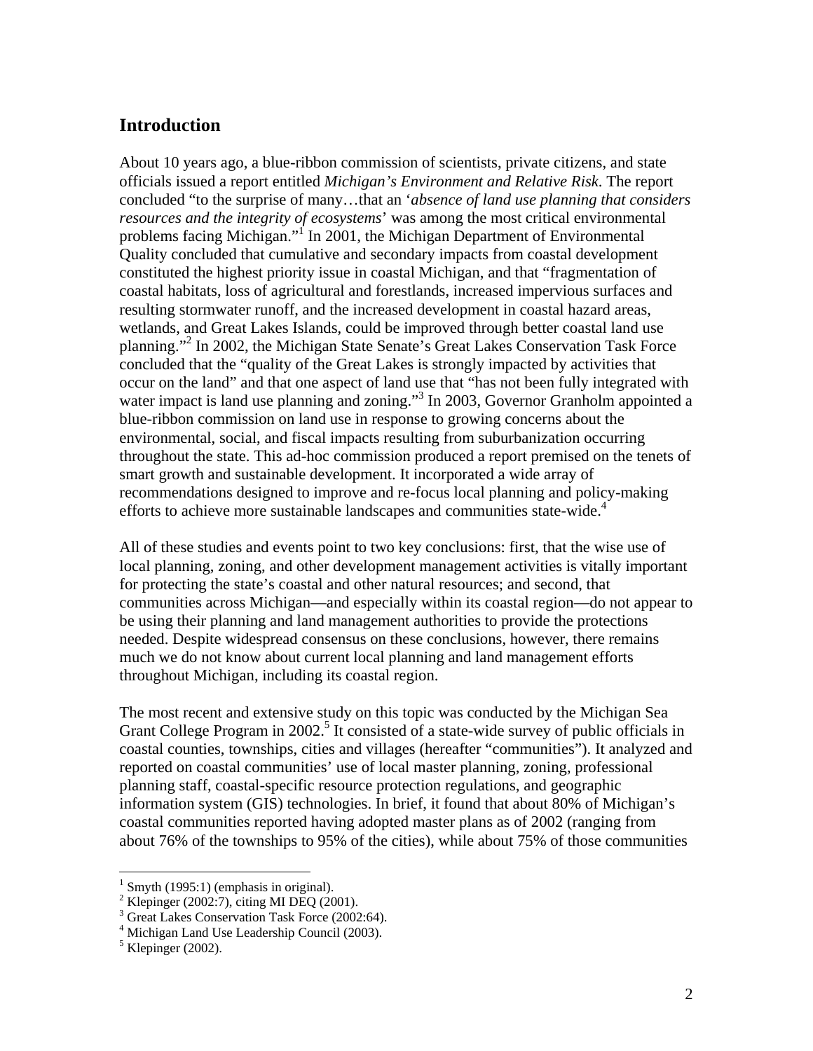## Introduction

About 10 years ago, a blue-ribbon commission of scientists, private citizens, and state officials issued a report entitled *Michigan's Environment and Relative Risk*. The report concluded "to the surprise of many…that an '*absence of land use planning that considers resources and the integrity of ecosystems*' was among the most critical environmental problems facing Michigan."[1] In 2001, the Michigan Department of Environmental Quality concluded that cumulative and secondary impacts from coastal development constituted the highest priority issue in coastal Michigan, and that "fragmentation of coastal habitats, loss of agricultural and forestlands, increased impervious surfaces and resulting stormwater runoff, and the increased development in coastal hazard areas, wetlands, and Great Lakes Islands, could be improved through better coastal land use planning."[2] In 2002, the Michigan State Senate's Great Lakes Conservation Task Force concluded that the "quality of the Great Lakes is strongly impacted by activities that occur on the land" and that one aspect of land use that "has not been fully integrated with water impact is land use planning and zoning."[3] In 2003, Governor Granholm appointed a blue-ribbon commission on land use in response to growing concerns about the environmental, social, and fiscal impacts resulting from suburbanization occurring throughout the state. This ad-hoc commission produced a report premised on the tenets of smart growth and sustainable development. It incorporated a wide array of recommendations designed to improve and re-focus local planning and policy-making efforts to achieve more sustainable landscapes and communities state-wide.[4]

All of these studies and events point to two key conclusions: first, that the wise use of local planning, zoning, and other development management activities is vitally important for protecting the state's coastal and other natural resources; and second, that communities across Michigan—and especially within its coastal region—do not appear to be using their planning and land management authorities to provide the protections needed. Despite widespread consensus on these conclusions, however, there remains much we do not know about current local planning and land management efforts throughout Michigan, including its coastal region.

The most recent and extensive study on this topic was conducted by the Michigan Sea Grant College Program in 2002.[5] It consisted of a state-wide survey of public officials in coastal counties, townships, cities and villages (hereafter "communities"). It analyzed and reported on coastal communities' use of local master planning, zoning, professional planning staff, coastal-specific resource protection regulations, and geographic information system (GIS) technologies. In brief, it found that about 80% of Michigan's coastal communities reported having adopted master plans as of 2002 (ranging from about 76% of the townships to 95% of the cities), while about 75% of those communities

---

[1] Smyth (1995:1) (emphasis in original).
[2] Klepinger (2002:7), citing MI DEQ (2001).
[3] Great Lakes Conservation Task Force (2002:64).
[4] Michigan Land Use Leadership Council (2003).
[5] Klepinger (2002).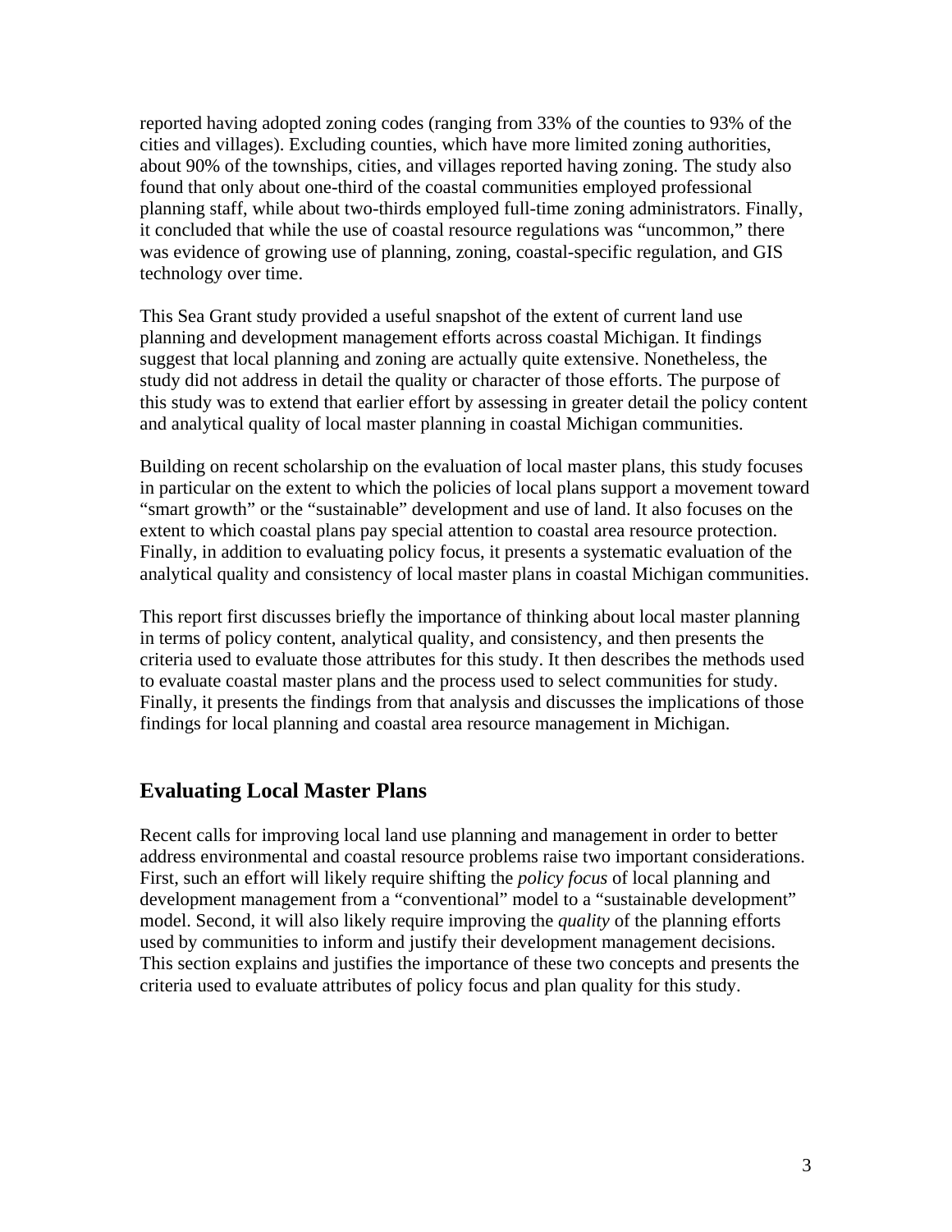reported having adopted zoning codes (ranging from 33% of the counties to 93% of the cities and villages). Excluding counties, which have more limited zoning authorities, about 90% of the townships, cities, and villages reported having zoning. The study also found that only about one-third of the coastal communities employed professional planning staff, while about two-thirds employed full-time zoning administrators. Finally, it concluded that while the use of coastal resource regulations was "uncommon," there was evidence of growing use of planning, zoning, coastal-specific regulation, and GIS technology over time.

This Sea Grant study provided a useful snapshot of the extent of current land use planning and development management efforts across coastal Michigan. It findings suggest that local planning and zoning are actually quite extensive. Nonetheless, the study did not address in detail the quality or character of those efforts. The purpose of this study was to extend that earlier effort by assessing in greater detail the policy content and analytical quality of local master planning in coastal Michigan communities.

Building on recent scholarship on the evaluation of local master plans, this study focuses in particular on the extent to which the policies of local plans support a movement toward "smart growth" or the "sustainable" development and use of land. It also focuses on the extent to which coastal plans pay special attention to coastal area resource protection. Finally, in addition to evaluating policy focus, it presents a systematic evaluation of the analytical quality and consistency of local master plans in coastal Michigan communities.

This report first discusses briefly the importance of thinking about local master planning in terms of policy content, analytical quality, and consistency, and then presents the criteria used to evaluate those attributes for this study. It then describes the methods used to evaluate coastal master plans and the process used to select communities for study. Finally, it presents the findings from that analysis and discusses the implications of those findings for local planning and coastal area resource management in Michigan.

## Evaluating Local Master Plans

Recent calls for improving local land use planning and management in order to better address environmental and coastal resource problems raise two important considerations. First, such an effort will likely require shifting the *policy focus* of local planning and development management from a "conventional" model to a "sustainable development" model. Second, it will also likely require improving the *quality* of the planning efforts used by communities to inform and justify their development management decisions. This section explains and justifies the importance of these two concepts and presents the criteria used to evaluate attributes of policy focus and plan quality for this study.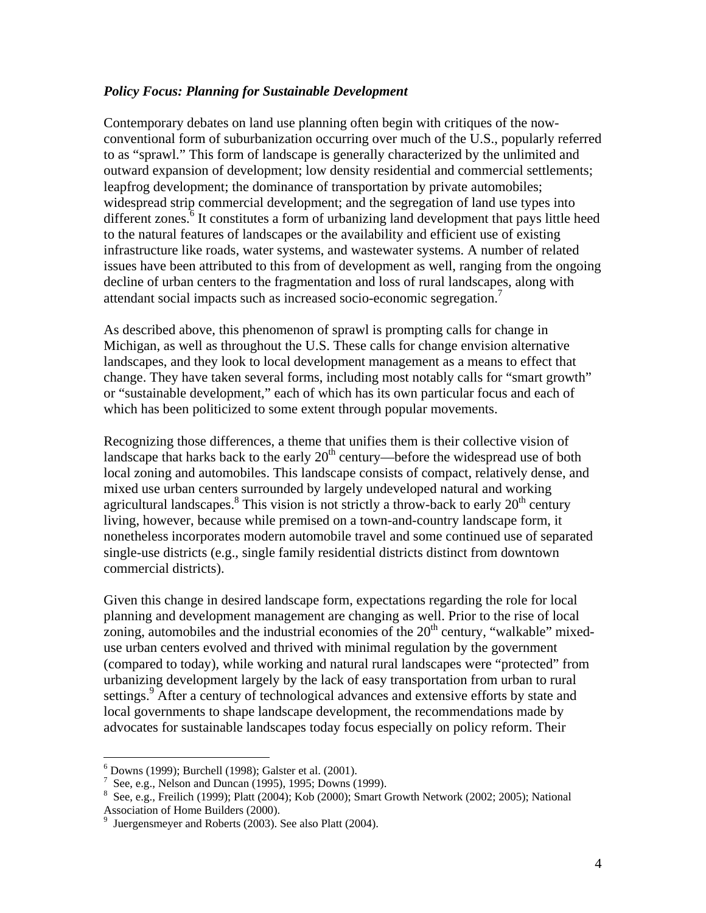### *Policy Focus: Planning for Sustainable Development*

Contemporary debates on land use planning often begin with critiques of the now-conventional form of suburbanization occurring over much of the U.S., popularly referred to as "sprawl." This form of landscape is generally characterized by the unlimited and outward expansion of development; low density residential and commercial settlements; leapfrog development; the dominance of transportation by private automobiles; widespread strip commercial development; and the segregation of land use types into different zones.[6] It constitutes a form of urbanizing land development that pays little heed to the natural features of landscapes or the availability and efficient use of existing infrastructure like roads, water systems, and wastewater systems. A number of related issues have been attributed to this from of development as well, ranging from the ongoing decline of urban centers to the fragmentation and loss of rural landscapes, along with attendant social impacts such as increased socio-economic segregation.[7]

As described above, this phenomenon of sprawl is prompting calls for change in Michigan, as well as throughout the U.S. These calls for change envision alternative landscapes, and they look to local development management as a means to effect that change. They have taken several forms, including most notably calls for "smart growth" or "sustainable development," each of which has its own particular focus and each of which has been politicized to some extent through popular movements.

Recognizing those differences, a theme that unifies them is their collective vision of landscape that harks back to the early 20th century—before the widespread use of both local zoning and automobiles. This landscape consists of compact, relatively dense, and mixed use urban centers surrounded by largely undeveloped natural and working agricultural landscapes.[8] This vision is not strictly a throw-back to early 20th century living, however, because while premised on a town-and-country landscape form, it nonetheless incorporates modern automobile travel and some continued use of separated single-use districts (e.g., single family residential districts distinct from downtown commercial districts).

Given this change in desired landscape form, expectations regarding the role for local planning and development management are changing as well. Prior to the rise of local zoning, automobiles and the industrial economies of the 20th century, "walkable" mixed-use urban centers evolved and thrived with minimal regulation by the government (compared to today), while working and natural rural landscapes were "protected" from urbanizing development largely by the lack of easy transportation from urban to rural settings.[9] After a century of technological advances and extensive efforts by state and local governments to shape landscape development, the recommendations made by advocates for sustainable landscapes today focus especially on policy reform. Their

---

[6] Downs (1999); Burchell (1998); Galster et al. (2001).

[7] See, e.g., Nelson and Duncan (1995), 1995; Downs (1999).

[8] See, e.g., Freilich (1999); Platt (2004); Kob (2000); Smart Growth Network (2002; 2005); National Association of Home Builders (2000).

[9] Juergensmeyer and Roberts (2003). See also Platt (2004).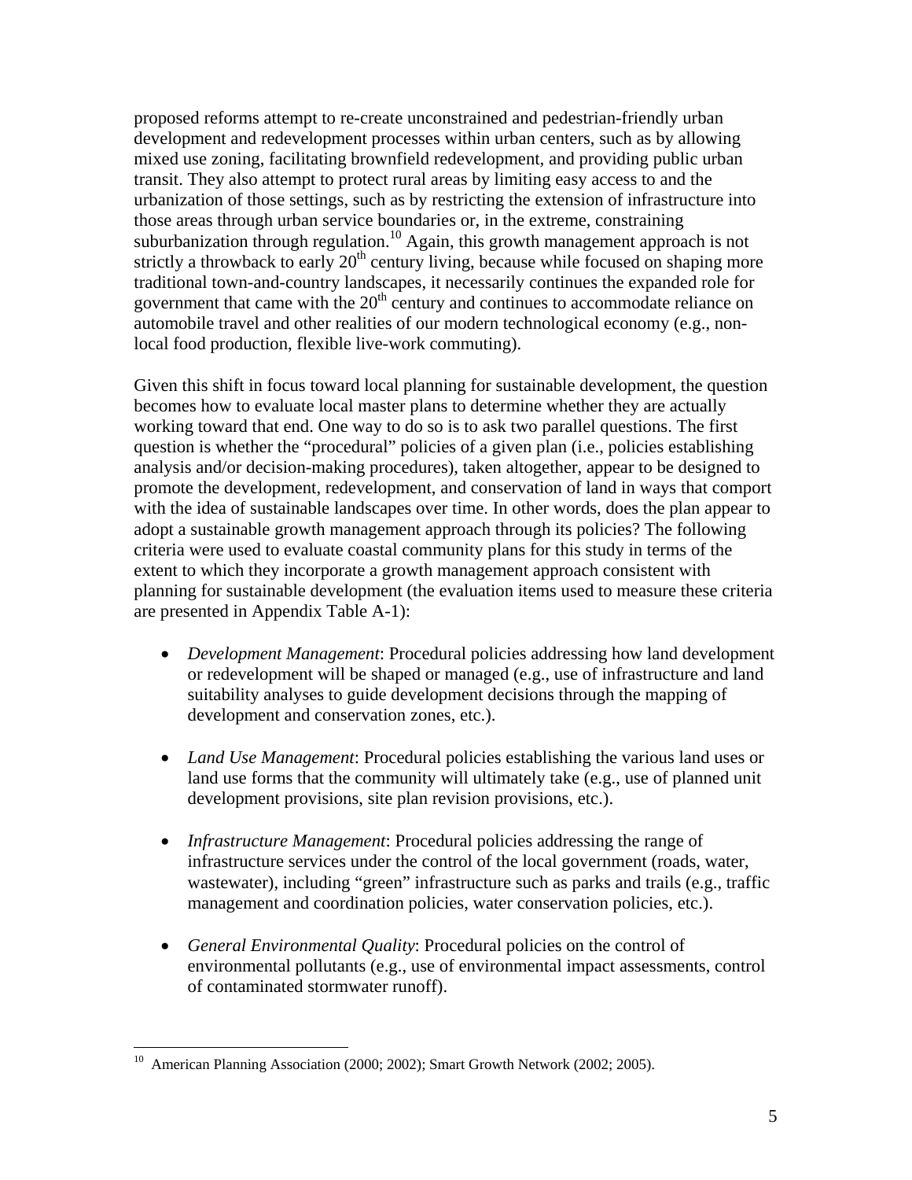proposed reforms attempt to re-create unconstrained and pedestrian-friendly urban development and redevelopment processes within urban centers, such as by allowing mixed use zoning, facilitating brownfield redevelopment, and providing public urban transit. They also attempt to protect rural areas by limiting easy access to and the urbanization of those settings, such as by restricting the extension of infrastructure into those areas through urban service boundaries or, in the extreme, constraining suburbanization through regulation.[10] Again, this growth management approach is not strictly a throwback to early 20th century living, because while focused on shaping more traditional town-and-country landscapes, it necessarily continues the expanded role for government that came with the 20th century and continues to accommodate reliance on automobile travel and other realities of our modern technological economy (e.g., non-local food production, flexible live-work commuting).

Given this shift in focus toward local planning for sustainable development, the question becomes how to evaluate local master plans to determine whether they are actually working toward that end. One way to do so is to ask two parallel questions. The first question is whether the "procedural" policies of a given plan (i.e., policies establishing analysis and/or decision-making procedures), taken altogether, appear to be designed to promote the development, redevelopment, and conservation of land in ways that comport with the idea of sustainable landscapes over time. In other words, does the plan appear to adopt a sustainable growth management approach through its policies? The following criteria were used to evaluate coastal community plans for this study in terms of the extent to which they incorporate a growth management approach consistent with planning for sustainable development (the evaluation items used to measure these criteria are presented in Appendix Table A-1):

- *Development Management*: Procedural policies addressing how land development or redevelopment will be shaped or managed (e.g., use of infrastructure and land suitability analyses to guide development decisions through the mapping of development and conservation zones, etc.).

- *Land Use Management*: Procedural policies establishing the various land uses or land use forms that the community will ultimately take (e.g., use of planned unit development provisions, site plan revision provisions, etc.).

- *Infrastructure Management*: Procedural policies addressing the range of infrastructure services under the control of the local government (roads, water, wastewater), including "green" infrastructure such as parks and trails (e.g., traffic management and coordination policies, water conservation policies, etc.).

- *General Environmental Quality*: Procedural policies on the control of environmental pollutants (e.g., use of environmental impact assessments, control of contaminated stormwater runoff).

[10] American Planning Association (2000; 2002); Smart Growth Network (2002; 2005).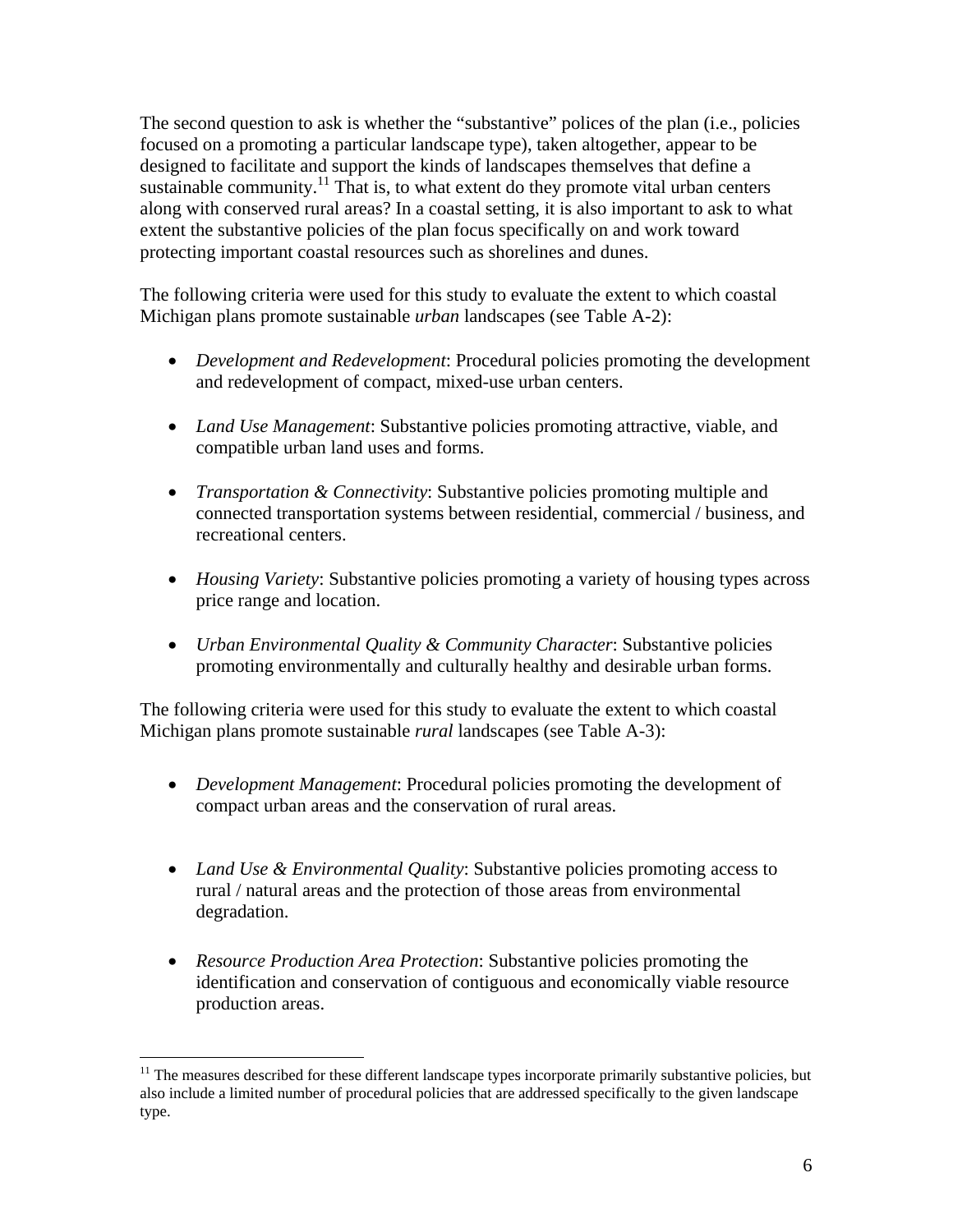The second question to ask is whether the "substantive" polices of the plan (i.e., policies focused on a promoting a particular landscape type), taken altogether, appear to be designed to facilitate and support the kinds of landscapes themselves that define a sustainable community.[11] That is, to what extent do they promote vital urban centers along with conserved rural areas? In a coastal setting, it is also important to ask to what extent the substantive policies of the plan focus specifically on and work toward protecting important coastal resources such as shorelines and dunes.

The following criteria were used for this study to evaluate the extent to which coastal Michigan plans promote sustainable *urban* landscapes (see Table A-2):

- *Development and Redevelopment*: Procedural policies promoting the development and redevelopment of compact, mixed-use urban centers.
- *Land Use Management*: Substantive policies promoting attractive, viable, and compatible urban land uses and forms.
- *Transportation & Connectivity*: Substantive policies promoting multiple and connected transportation systems between residential, commercial / business, and recreational centers.
- *Housing Variety*: Substantive policies promoting a variety of housing types across price range and location.
- *Urban Environmental Quality & Community Character*: Substantive policies promoting environmentally and culturally healthy and desirable urban forms.

The following criteria were used for this study to evaluate the extent to which coastal Michigan plans promote sustainable *rural* landscapes (see Table A-3):

- *Development Management*: Procedural policies promoting the development of compact urban areas and the conservation of rural areas.
- *Land Use & Environmental Quality*: Substantive policies promoting access to rural / natural areas and the protection of those areas from environmental degradation.
- *Resource Production Area Protection*: Substantive policies promoting the identification and conservation of contiguous and economically viable resource production areas.

[11] The measures described for these different landscape types incorporate primarily substantive policies, but also include a limited number of procedural policies that are addressed specifically to the given landscape type.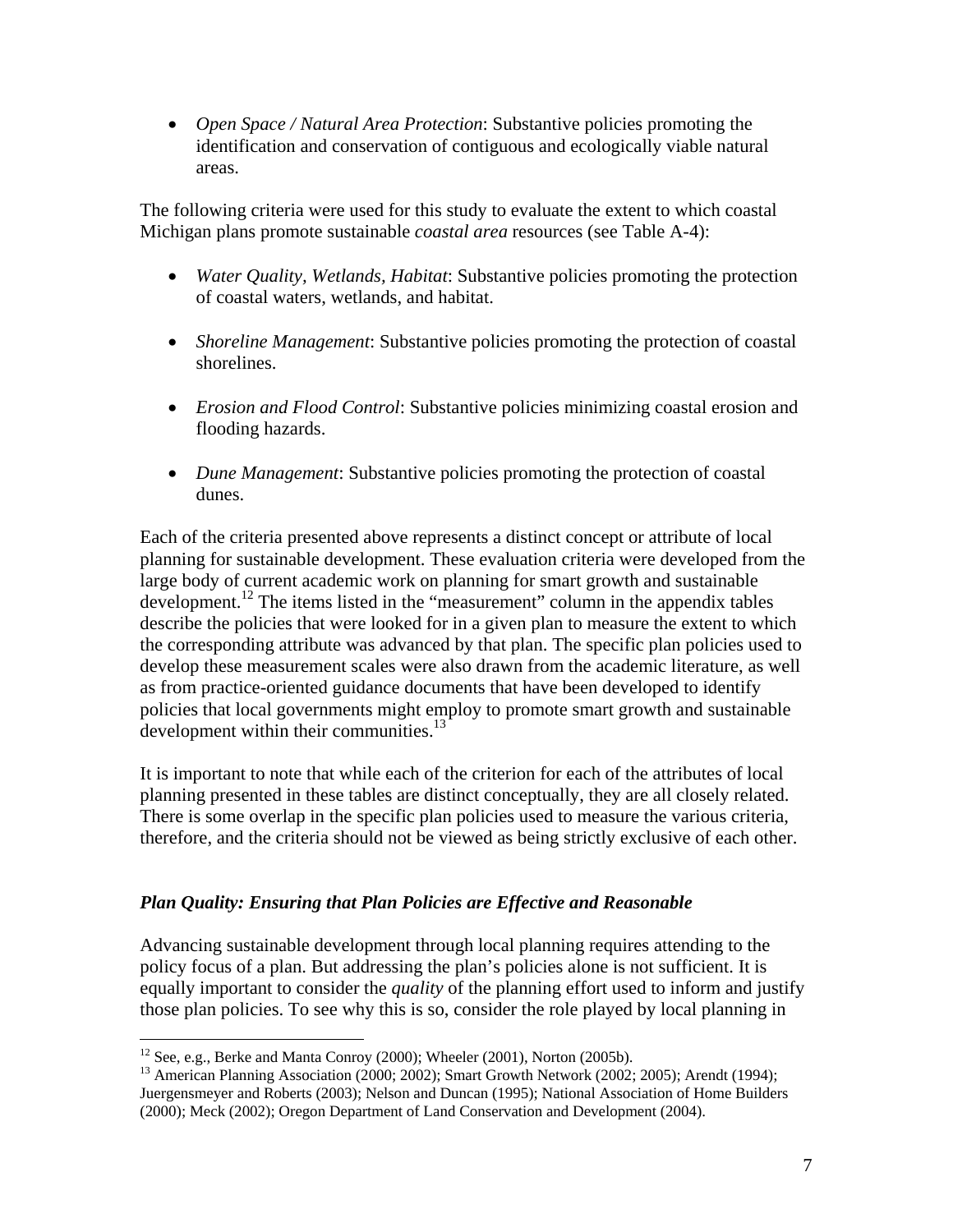- *Open Space / Natural Area Protection*: Substantive policies promoting the identification and conservation of contiguous and ecologically viable natural areas.

The following criteria were used for this study to evaluate the extent to which coastal Michigan plans promote sustainable *coastal area* resources (see Table A-4):

- *Water Quality, Wetlands, Habitat*: Substantive policies promoting the protection of coastal waters, wetlands, and habitat.

- *Shoreline Management*: Substantive policies promoting the protection of coastal shorelines.

- *Erosion and Flood Control*: Substantive policies minimizing coastal erosion and flooding hazards.

- *Dune Management*: Substantive policies promoting the protection of coastal dunes.

Each of the criteria presented above represents a distinct concept or attribute of local planning for sustainable development. These evaluation criteria were developed from the large body of current academic work on planning for smart growth and sustainable development.[12] The items listed in the "measurement" column in the appendix tables describe the policies that were looked for in a given plan to measure the extent to which the corresponding attribute was advanced by that plan. The specific plan policies used to develop these measurement scales were also drawn from the academic literature, as well as from practice-oriented guidance documents that have been developed to identify policies that local governments might employ to promote smart growth and sustainable development within their communities.[13]

It is important to note that while each of the criterion for each of the attributes of local planning presented in these tables are distinct conceptually, they are all closely related. There is some overlap in the specific plan policies used to measure the various criteria, therefore, and the criteria should not be viewed as being strictly exclusive of each other.

### *Plan Quality: Ensuring that Plan Policies are Effective and Reasonable*

Advancing sustainable development through local planning requires attending to the policy focus of a plan. But addressing the plan's policies alone is not sufficient. It is equally important to consider the *quality* of the planning effort used to inform and justify those plan policies. To see why this is so, consider the role played by local planning in

---

[12] See, e.g., Berke and Manta Conroy (2000); Wheeler (2001), Norton (2005b).

[13] American Planning Association (2000; 2002); Smart Growth Network (2002; 2005); Arendt (1994); Juergensmeyer and Roberts (2003); Nelson and Duncan (1995); National Association of Home Builders (2000); Meck (2002); Oregon Department of Land Conservation and Development (2004).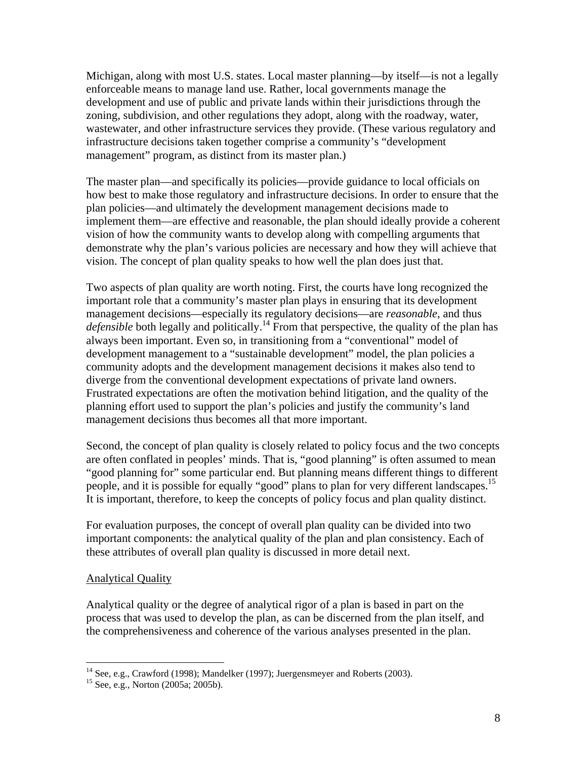Michigan, along with most U.S. states. Local master planning—by itself—is not a legally enforceable means to manage land use. Rather, local governments manage the development and use of public and private lands within their jurisdictions through the zoning, subdivision, and other regulations they adopt, along with the roadway, water, wastewater, and other infrastructure services they provide. (These various regulatory and infrastructure decisions taken together comprise a community's "development management" program, as distinct from its master plan.)

The master plan—and specifically its policies—provide guidance to local officials on how best to make those regulatory and infrastructure decisions. In order to ensure that the plan policies—and ultimately the development management decisions made to implement them—are effective and reasonable, the plan should ideally provide a coherent vision of how the community wants to develop along with compelling arguments that demonstrate why the plan's various policies are necessary and how they will achieve that vision. The concept of plan quality speaks to how well the plan does just that.

Two aspects of plan quality are worth noting. First, the courts have long recognized the important role that a community's master plan plays in ensuring that its development management decisions—especially its regulatory decisions—are *reasonable*, and thus *defensible* both legally and politically.[14] From that perspective, the quality of the plan has always been important. Even so, in transitioning from a "conventional" model of development management to a "sustainable development" model, the plan policies a community adopts and the development management decisions it makes also tend to diverge from the conventional development expectations of private land owners. Frustrated expectations are often the motivation behind litigation, and the quality of the planning effort used to support the plan's policies and justify the community's land management decisions thus becomes all that more important.

Second, the concept of plan quality is closely related to policy focus and the two concepts are often conflated in peoples' minds. That is, "good planning" is often assumed to mean "good planning for" some particular end. But planning means different things to different people, and it is possible for equally "good" plans to plan for very different landscapes.[15] It is important, therefore, to keep the concepts of policy focus and plan quality distinct.

For evaluation purposes, the concept of overall plan quality can be divided into two important components: the analytical quality of the plan and plan consistency. Each of these attributes of overall plan quality is discussed in more detail next.

<u>Analytical Quality</u>

Analytical quality or the degree of analytical rigor of a plan is based in part on the process that was used to develop the plan, as can be discerned from the plan itself, and the comprehensiveness and coherence of the various analyses presented in the plan.

---

[14] See, e.g., Crawford (1998); Mandelker (1997); Juergensmeyer and Roberts (2003).

[15] See, e.g., Norton (2005a; 2005b).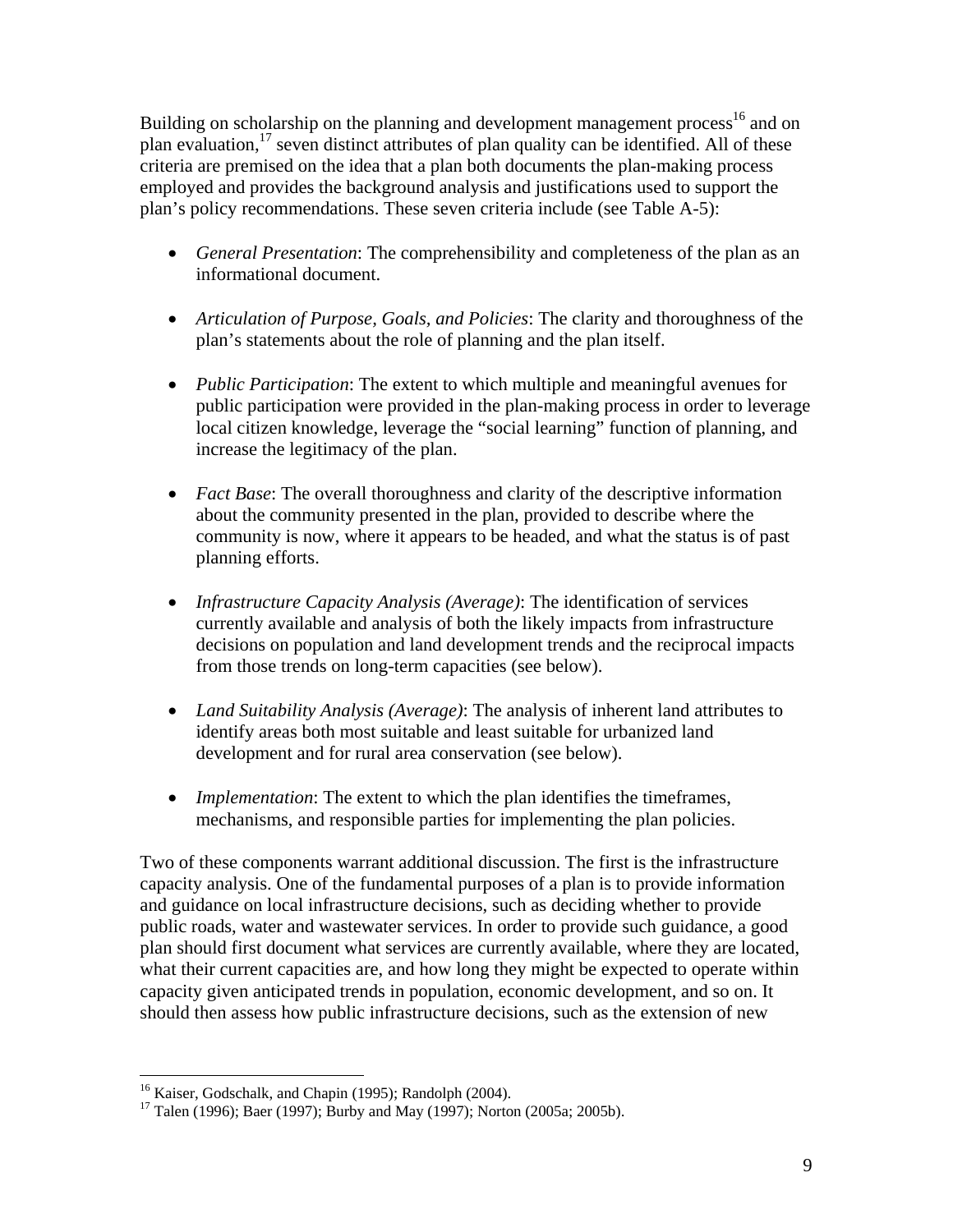Building on scholarship on the planning and development management process[16] and on plan evaluation,[17] seven distinct attributes of plan quality can be identified. All of these criteria are premised on the idea that a plan both documents the plan-making process employed and provides the background analysis and justifications used to support the plan's policy recommendations. These seven criteria include (see Table A-5):

- *General Presentation*: The comprehensibility and completeness of the plan as an informational document.
- *Articulation of Purpose, Goals, and Policies*: The clarity and thoroughness of the plan's statements about the role of planning and the plan itself.
- *Public Participation*: The extent to which multiple and meaningful avenues for public participation were provided in the plan-making process in order to leverage local citizen knowledge, leverage the "social learning" function of planning, and increase the legitimacy of the plan.
- *Fact Base*: The overall thoroughness and clarity of the descriptive information about the community presented in the plan, provided to describe where the community is now, where it appears to be headed, and what the status is of past planning efforts.
- *Infrastructure Capacity Analysis (Average)*: The identification of services currently available and analysis of both the likely impacts from infrastructure decisions on population and land development trends and the reciprocal impacts from those trends on long-term capacities (see below).
- *Land Suitability Analysis (Average)*: The analysis of inherent land attributes to identify areas both most suitable and least suitable for urbanized land development and for rural area conservation (see below).
- *Implementation*: The extent to which the plan identifies the timeframes, mechanisms, and responsible parties for implementing the plan policies.

Two of these components warrant additional discussion. The first is the infrastructure capacity analysis. One of the fundamental purposes of a plan is to provide information and guidance on local infrastructure decisions, such as deciding whether to provide public roads, water and wastewater services. In order to provide such guidance, a good plan should first document what services are currently available, where they are located, what their current capacities are, and how long they might be expected to operate within capacity given anticipated trends in population, economic development, and so on. It should then assess how public infrastructure decisions, such as the extension of new

[16] Kaiser, Godschalk, and Chapin (1995); Randolph (2004).

[17] Talen (1996); Baer (1997); Burby and May (1997); Norton (2005a; 2005b).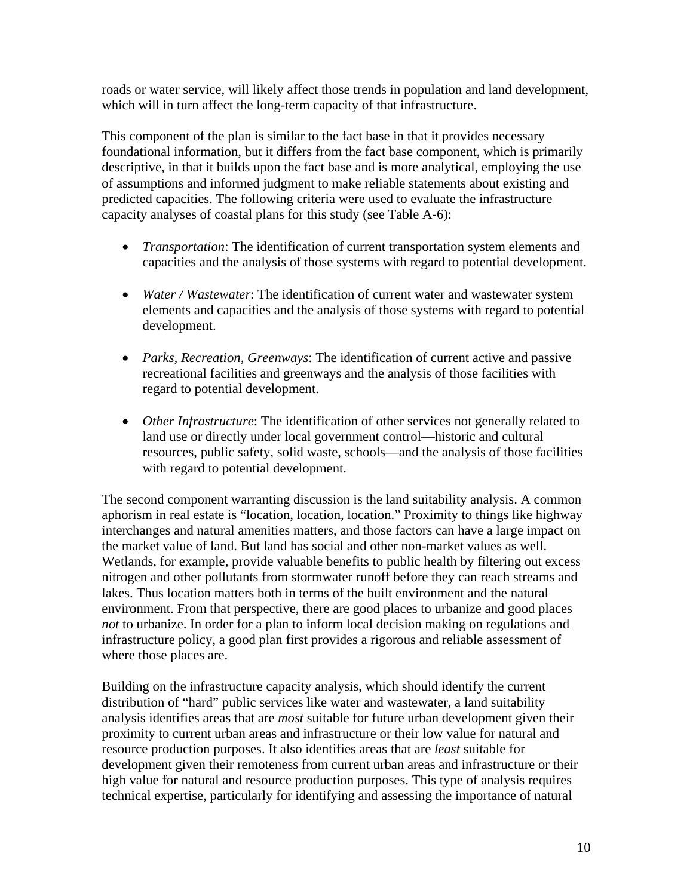roads or water service, will likely affect those trends in population and land development, which will in turn affect the long-term capacity of that infrastructure.

This component of the plan is similar to the fact base in that it provides necessary foundational information, but it differs from the fact base component, which is primarily descriptive, in that it builds upon the fact base and is more analytical, employing the use of assumptions and informed judgment to make reliable statements about existing and predicted capacities. The following criteria were used to evaluate the infrastructure capacity analyses of coastal plans for this study (see Table A-6):

- *Transportation*: The identification of current transportation system elements and capacities and the analysis of those systems with regard to potential development.
- *Water / Wastewater*: The identification of current water and wastewater system elements and capacities and the analysis of those systems with regard to potential development.
- *Parks, Recreation, Greenways*: The identification of current active and passive recreational facilities and greenways and the analysis of those facilities with regard to potential development.
- *Other Infrastructure*: The identification of other services not generally related to land use or directly under local government control—historic and cultural resources, public safety, solid waste, schools—and the analysis of those facilities with regard to potential development.

The second component warranting discussion is the land suitability analysis. A common aphorism in real estate is "location, location, location." Proximity to things like highway interchanges and natural amenities matters, and those factors can have a large impact on the market value of land. But land has social and other non-market values as well. Wetlands, for example, provide valuable benefits to public health by filtering out excess nitrogen and other pollutants from stormwater runoff before they can reach streams and lakes. Thus location matters both in terms of the built environment and the natural environment. From that perspective, there are good places to urbanize and good places *not* to urbanize. In order for a plan to inform local decision making on regulations and infrastructure policy, a good plan first provides a rigorous and reliable assessment of where those places are.

Building on the infrastructure capacity analysis, which should identify the current distribution of "hard" public services like water and wastewater, a land suitability analysis identifies areas that are *most* suitable for future urban development given their proximity to current urban areas and infrastructure or their low value for natural and resource production purposes. It also identifies areas that are *least* suitable for development given their remoteness from current urban areas and infrastructure or their high value for natural and resource production purposes. This type of analysis requires technical expertise, particularly for identifying and assessing the importance of natural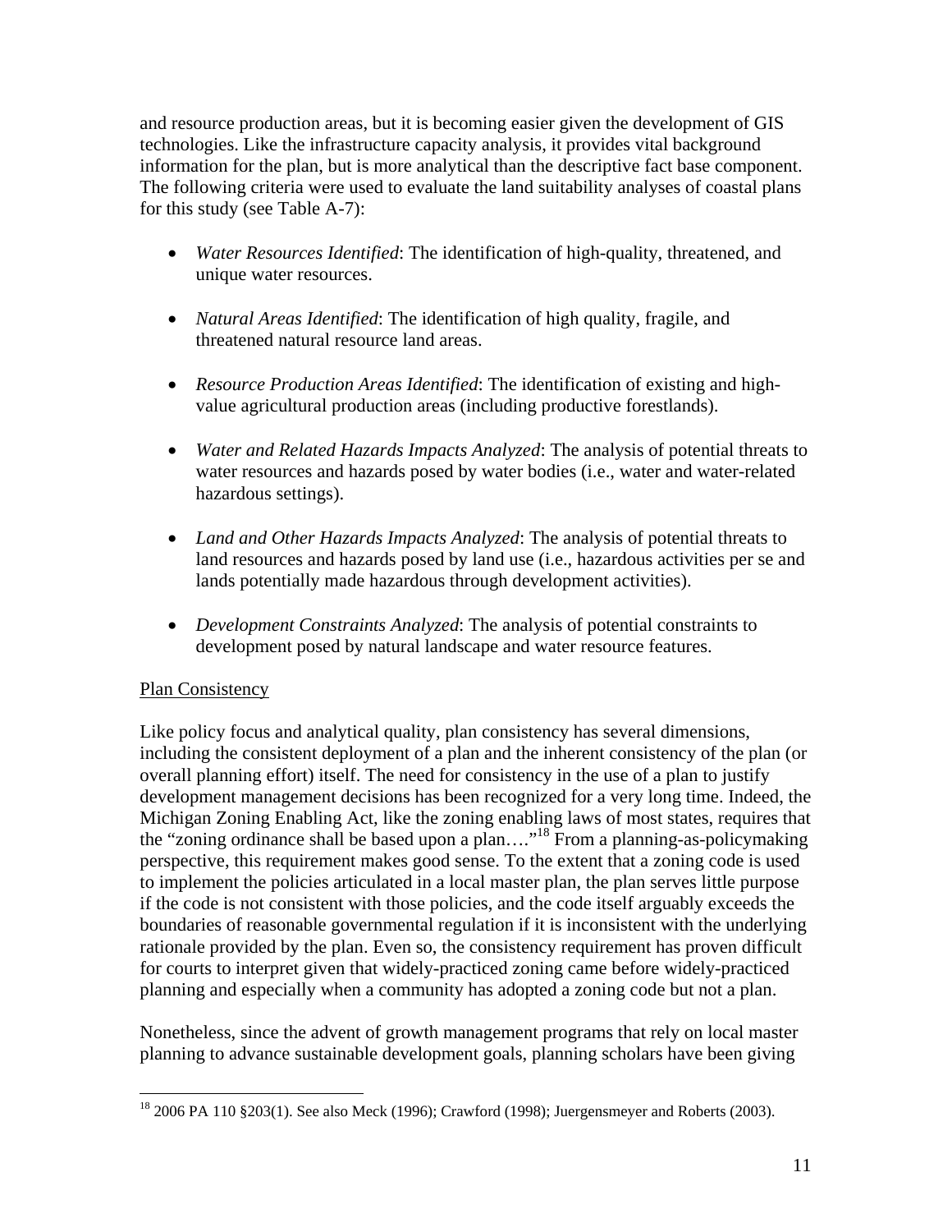and resource production areas, but it is becoming easier given the development of GIS technologies. Like the infrastructure capacity analysis, it provides vital background information for the plan, but is more analytical than the descriptive fact base component. The following criteria were used to evaluate the land suitability analyses of coastal plans for this study (see Table A-7):

- *Water Resources Identified*: The identification of high-quality, threatened, and unique water resources.
- *Natural Areas Identified*: The identification of high quality, fragile, and threatened natural resource land areas.
- *Resource Production Areas Identified*: The identification of existing and high-value agricultural production areas (including productive forestlands).
- *Water and Related Hazards Impacts Analyzed*: The analysis of potential threats to water resources and hazards posed by water bodies (i.e., water and water-related hazardous settings).
- *Land and Other Hazards Impacts Analyzed*: The analysis of potential threats to land resources and hazards posed by land use (i.e., hazardous activities per se and lands potentially made hazardous through development activities).
- *Development Constraints Analyzed*: The analysis of potential constraints to development posed by natural landscape and water resource features.

Plan Consistency

Like policy focus and analytical quality, plan consistency has several dimensions, including the consistent deployment of a plan and the inherent consistency of the plan (or overall planning effort) itself. The need for consistency in the use of a plan to justify development management decisions has been recognized for a very long time. Indeed, the Michigan Zoning Enabling Act, like the zoning enabling laws of most states, requires that the "zoning ordinance shall be based upon a plan…."[18] From a planning-as-policymaking perspective, this requirement makes good sense. To the extent that a zoning code is used to implement the policies articulated in a local master plan, the plan serves little purpose if the code is not consistent with those policies, and the code itself arguably exceeds the boundaries of reasonable governmental regulation if it is inconsistent with the underlying rationale provided by the plan. Even so, the consistency requirement has proven difficult for courts to interpret given that widely-practiced zoning came before widely-practiced planning and especially when a community has adopted a zoning code but not a plan.

Nonetheless, since the advent of growth management programs that rely on local master planning to advance sustainable development goals, planning scholars have been giving

[18] 2006 PA 110 §203(1). See also Meck (1996); Crawford (1998); Juergensmeyer and Roberts (2003).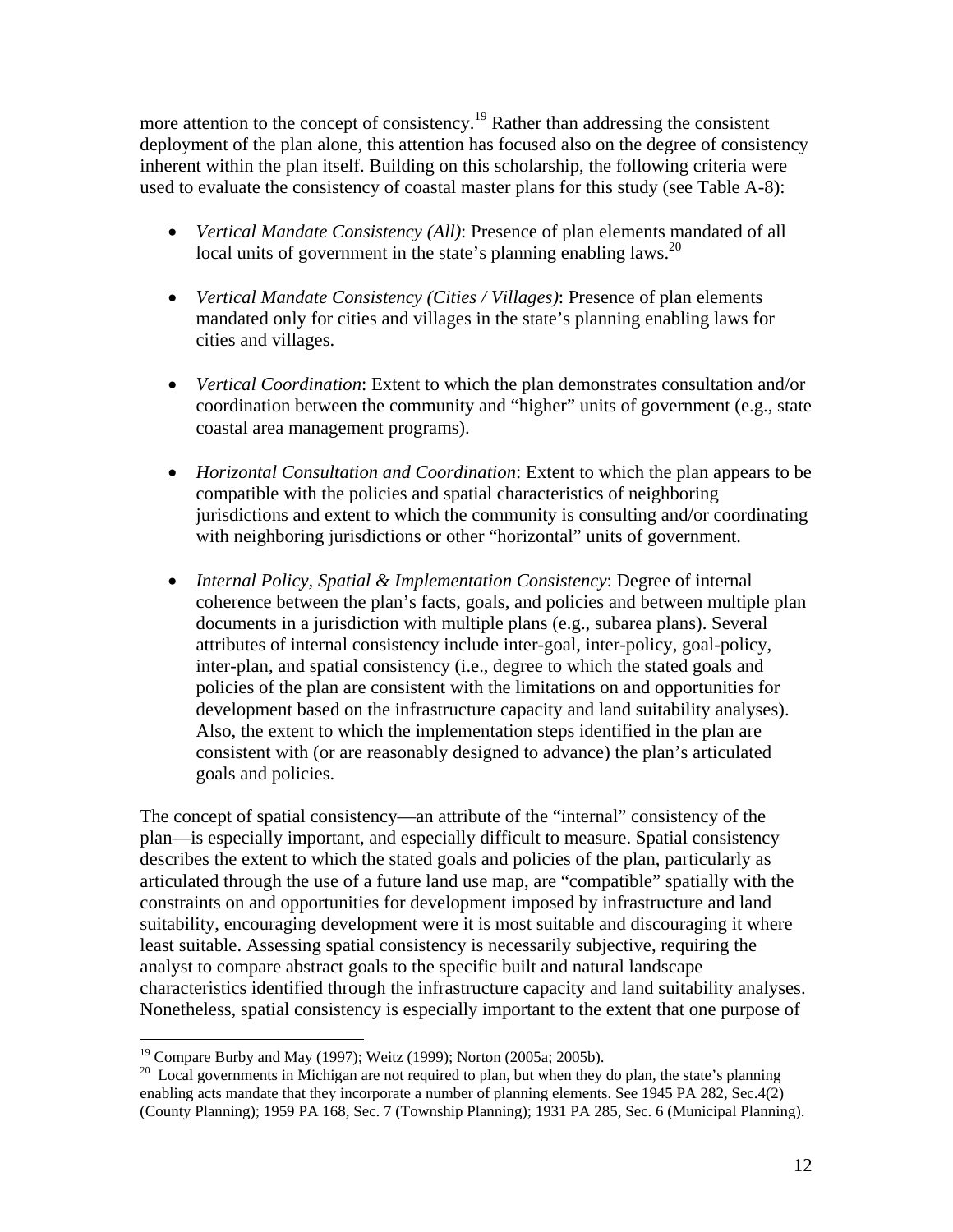more attention to the concept of consistency.[19] Rather than addressing the consistent deployment of the plan alone, this attention has focused also on the degree of consistency inherent within the plan itself. Building on this scholarship, the following criteria were used to evaluate the consistency of coastal master plans for this study (see Table A-8):

- *Vertical Mandate Consistency (All)*: Presence of plan elements mandated of all local units of government in the state's planning enabling laws.[20]

- *Vertical Mandate Consistency (Cities / Villages)*: Presence of plan elements mandated only for cities and villages in the state's planning enabling laws for cities and villages.

- *Vertical Coordination*: Extent to which the plan demonstrates consultation and/or coordination between the community and "higher" units of government (e.g., state coastal area management programs).

- *Horizontal Consultation and Coordination*: Extent to which the plan appears to be compatible with the policies and spatial characteristics of neighboring jurisdictions and extent to which the community is consulting and/or coordinating with neighboring jurisdictions or other "horizontal" units of government.

- *Internal Policy, Spatial & Implementation Consistency*: Degree of internal coherence between the plan's facts, goals, and policies and between multiple plan documents in a jurisdiction with multiple plans (e.g., subarea plans). Several attributes of internal consistency include inter-goal, inter-policy, goal-policy, inter-plan, and spatial consistency (i.e., degree to which the stated goals and policies of the plan are consistent with the limitations on and opportunities for development based on the infrastructure capacity and land suitability analyses). Also, the extent to which the implementation steps identified in the plan are consistent with (or are reasonably designed to advance) the plan's articulated goals and policies.

The concept of spatial consistency—an attribute of the "internal" consistency of the plan—is especially important, and especially difficult to measure. Spatial consistency describes the extent to which the stated goals and policies of the plan, particularly as articulated through the use of a future land use map, are "compatible" spatially with the constraints on and opportunities for development imposed by infrastructure and land suitability, encouraging development were it is most suitable and discouraging it where least suitable. Assessing spatial consistency is necessarily subjective, requiring the analyst to compare abstract goals to the specific built and natural landscape characteristics identified through the infrastructure capacity and land suitability analyses. Nonetheless, spatial consistency is especially important to the extent that one purpose of

---

[19] Compare Burby and May (1997); Weitz (1999); Norton (2005a; 2005b).

[20] Local governments in Michigan are not required to plan, but when they do plan, the state's planning enabling acts mandate that they incorporate a number of planning elements. See 1945 PA 282, Sec.4(2) (County Planning); 1959 PA 168, Sec. 7 (Township Planning); 1931 PA 285, Sec. 6 (Municipal Planning).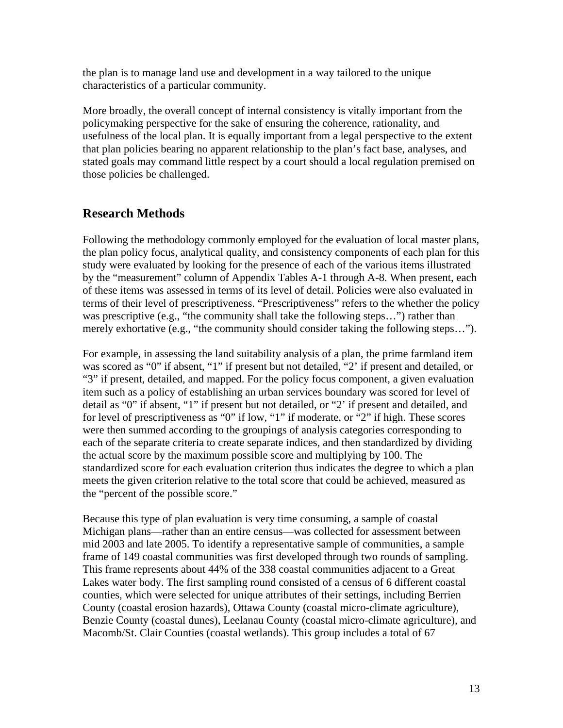the plan is to manage land use and development in a way tailored to the unique characteristics of a particular community.

More broadly, the overall concept of internal consistency is vitally important from the policymaking perspective for the sake of ensuring the coherence, rationality, and usefulness of the local plan. It is equally important from a legal perspective to the extent that plan policies bearing no apparent relationship to the plan's fact base, analyses, and stated goals may command little respect by a court should a local regulation premised on those policies be challenged.

## Research Methods

Following the methodology commonly employed for the evaluation of local master plans, the plan policy focus, analytical quality, and consistency components of each plan for this study were evaluated by looking for the presence of each of the various items illustrated by the "measurement" column of Appendix Tables A-1 through A-8. When present, each of these items was assessed in terms of its level of detail. Policies were also evaluated in terms of their level of prescriptiveness. "Prescriptiveness" refers to the whether the policy was prescriptive (e.g., "the community shall take the following steps…") rather than merely exhortative (e.g., "the community should consider taking the following steps…").

For example, in assessing the land suitability analysis of a plan, the prime farmland item was scored as "0" if absent, "1" if present but not detailed, "2' if present and detailed, or "3" if present, detailed, and mapped. For the policy focus component, a given evaluation item such as a policy of establishing an urban services boundary was scored for level of detail as "0" if absent, "1" if present but not detailed, or "2' if present and detailed, and for level of prescriptiveness as "0" if low, "1" if moderate, or "2" if high. These scores were then summed according to the groupings of analysis categories corresponding to each of the separate criteria to create separate indices, and then standardized by dividing the actual score by the maximum possible score and multiplying by 100. The standardized score for each evaluation criterion thus indicates the degree to which a plan meets the given criterion relative to the total score that could be achieved, measured as the "percent of the possible score."

Because this type of plan evaluation is very time consuming, a sample of coastal Michigan plans—rather than an entire census—was collected for assessment between mid 2003 and late 2005. To identify a representative sample of communities, a sample frame of 149 coastal communities was first developed through two rounds of sampling. This frame represents about 44% of the 338 coastal communities adjacent to a Great Lakes water body. The first sampling round consisted of a census of 6 different coastal counties, which were selected for unique attributes of their settings, including Berrien County (coastal erosion hazards), Ottawa County (coastal micro-climate agriculture), Benzie County (coastal dunes), Leelanau County (coastal micro-climate agriculture), and Macomb/St. Clair Counties (coastal wetlands). This group includes a total of 67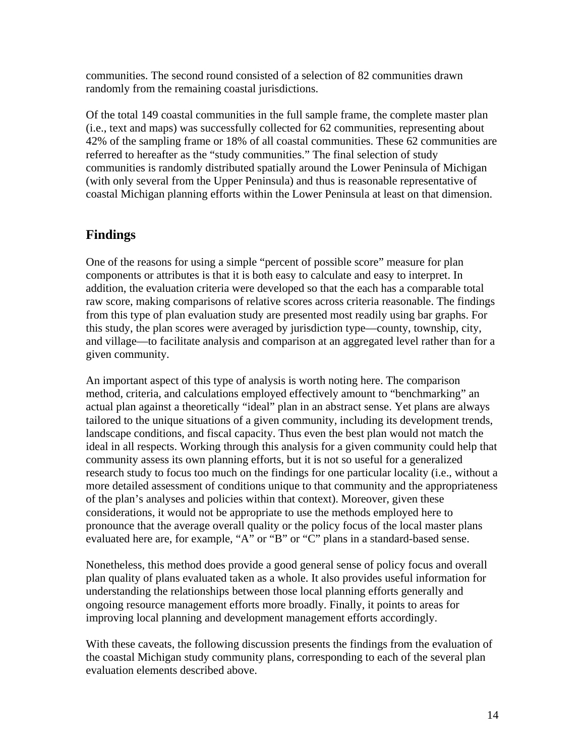communities. The second round consisted of a selection of 82 communities drawn randomly from the remaining coastal jurisdictions.

Of the total 149 coastal communities in the full sample frame, the complete master plan (i.e., text and maps) was successfully collected for 62 communities, representing about 42% of the sampling frame or 18% of all coastal communities. These 62 communities are referred to hereafter as the "study communities." The final selection of study communities is randomly distributed spatially around the Lower Peninsula of Michigan (with only several from the Upper Peninsula) and thus is reasonable representative of coastal Michigan planning efforts within the Lower Peninsula at least on that dimension.

## Findings

One of the reasons for using a simple "percent of possible score" measure for plan components or attributes is that it is both easy to calculate and easy to interpret. In addition, the evaluation criteria were developed so that the each has a comparable total raw score, making comparisons of relative scores across criteria reasonable. The findings from this type of plan evaluation study are presented most readily using bar graphs. For this study, the plan scores were averaged by jurisdiction type—county, township, city, and village—to facilitate analysis and comparison at an aggregated level rather than for a given community.

An important aspect of this type of analysis is worth noting here. The comparison method, criteria, and calculations employed effectively amount to "benchmarking" an actual plan against a theoretically "ideal" plan in an abstract sense. Yet plans are always tailored to the unique situations of a given community, including its development trends, landscape conditions, and fiscal capacity. Thus even the best plan would not match the ideal in all respects. Working through this analysis for a given community could help that community assess its own planning efforts, but it is not so useful for a generalized research study to focus too much on the findings for one particular locality (i.e., without a more detailed assessment of conditions unique to that community and the appropriateness of the plan's analyses and policies within that context). Moreover, given these considerations, it would not be appropriate to use the methods employed here to pronounce that the average overall quality or the policy focus of the local master plans evaluated here are, for example, "A" or "B" or "C" plans in a standard-based sense.

Nonetheless, this method does provide a good general sense of policy focus and overall plan quality of plans evaluated taken as a whole. It also provides useful information for understanding the relationships between those local planning efforts generally and ongoing resource management efforts more broadly. Finally, it points to areas for improving local planning and development management efforts accordingly.

With these caveats, the following discussion presents the findings from the evaluation of the coastal Michigan study community plans, corresponding to each of the several plan evaluation elements described above.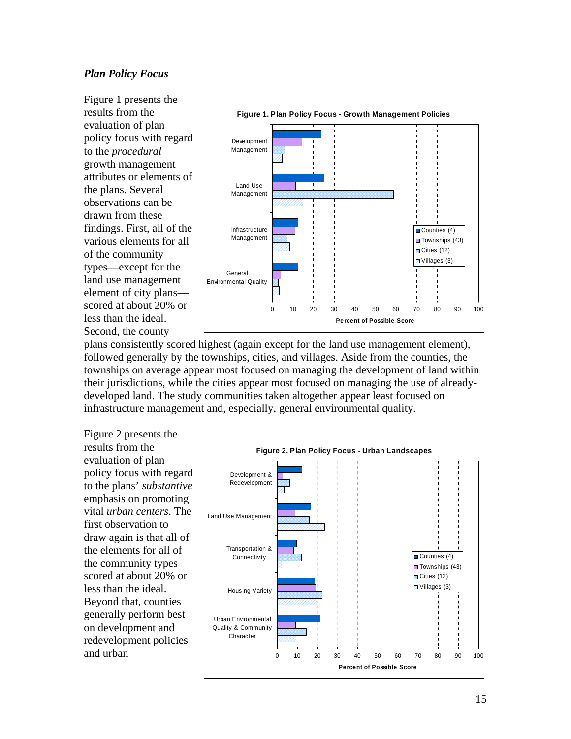### *Plan Policy Focus*

Figure 1 presents the results from the evaluation of plan policy focus with regard to the *procedural* growth management attributes or elements of the plans. Several observations can be drawn from these findings. First, all of the various elements for all of the community types—except for the land use management element of city plans—scored at about 20% or less than the ideal. Second, the county plans consistently scored highest (again except for the land use management element), followed generally by the townships, cities, and villages. Aside from the counties, the townships on average appear most focused on managing the development of land within their jurisdictions, while the cities appear most focused on managing the use of already-developed land. The study communities taken altogether appear least focused on infrastructure management and, especially, general environmental quality.

**Figure 1. Plan Policy Focus - Growth Management Policies**

Figure 2 presents the results from the evaluation of plan policy focus with regard to the plans' *substantive* emphasis on promoting vital *urban centers*. The first observation to draw again is that all of the elements for all of the community types scored at about 20% or less than the ideal. Beyond that, counties generally perform best on development and redevelopment policies and urban

**Figure 2. Plan Policy Focus - Urban Landscapes**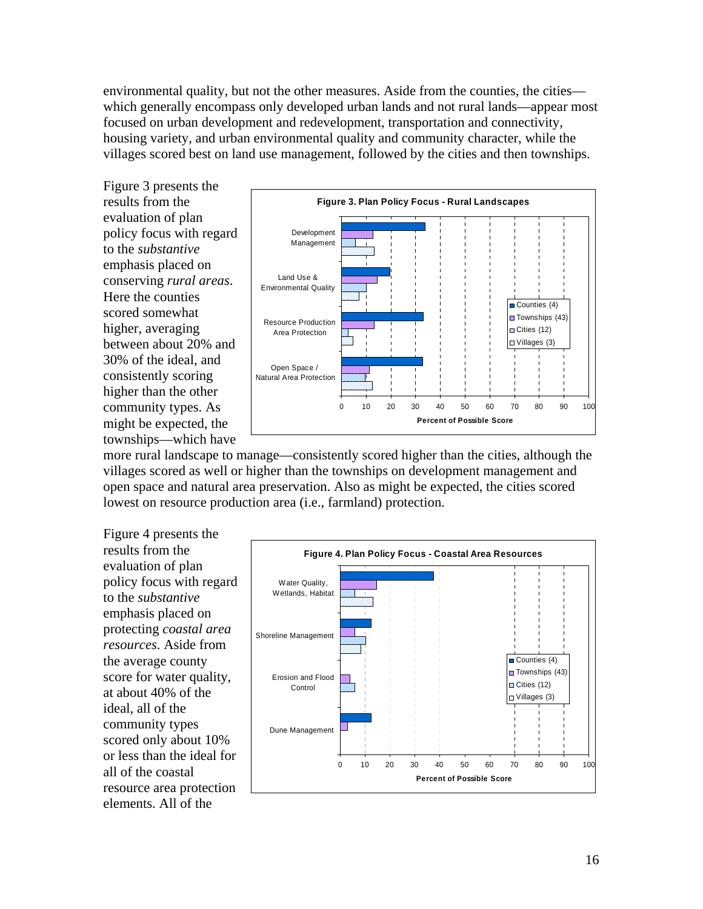environmental quality, but not the other measures. Aside from the counties, the cities—which generally encompass only developed urban lands and not rural lands—appear most focused on urban development and redevelopment, transportation and connectivity, housing variety, and urban environmental quality and community character, while the villages scored best on land use management, followed by the cities and then townships.

Figure 3 presents the results from the evaluation of plan policy focus with regard to the *substantive* emphasis placed on conserving *rural areas*. Here the counties scored somewhat higher, averaging between about 20% and 30% of the ideal, and consistently scoring higher than the other community types. As might be expected, the townships—which have more rural landscape to manage—consistently scored higher than the cities, although the villages scored as well or higher than the townships on development management and open space and natural area preservation. Also as might be expected, the cities scored lowest on resource production area (i.e., farmland) protection.

**Figure 3. Plan Policy Focus - Rural Landscapes**

Figure 4 presents the results from the evaluation of plan policy focus with regard to the *substantive* emphasis placed on protecting *coastal area resources*. Aside from the average county score for water quality, at about 40% of the ideal, all of the community types scored only about 10% or less than the ideal for all of the coastal resource area protection elements. All of the

**Figure 4. Plan Policy Focus - Coastal Area Resources**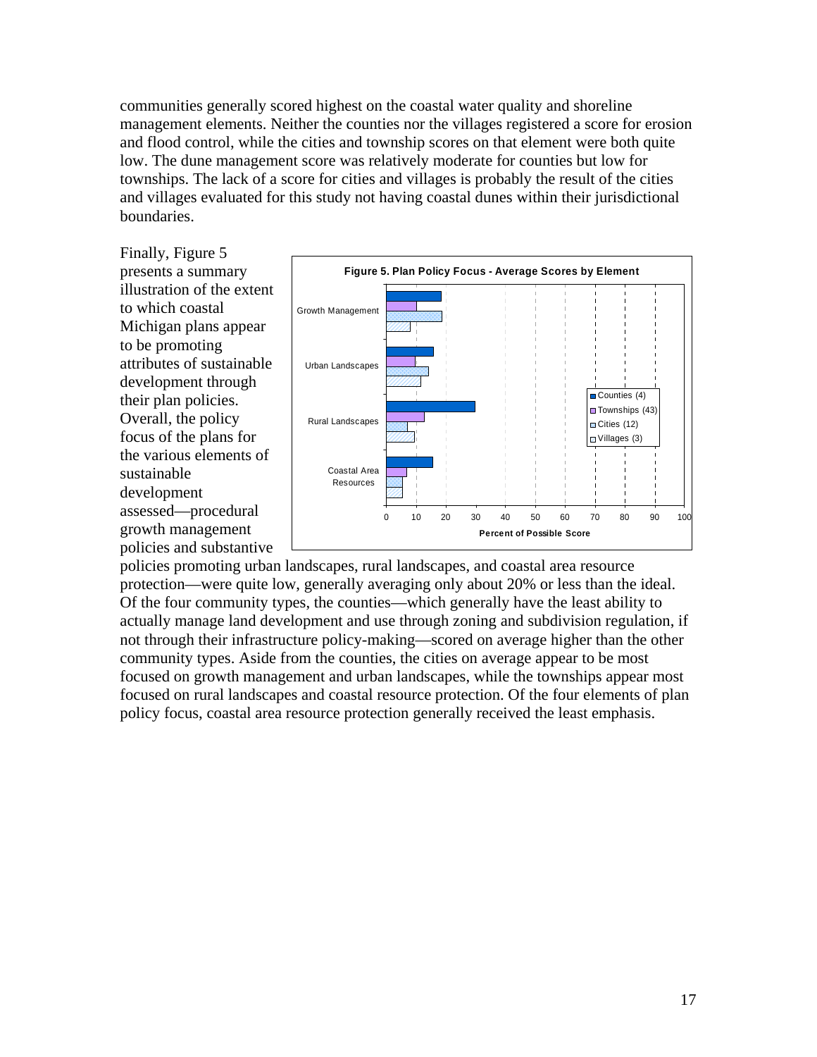communities generally scored highest on the coastal water quality and shoreline management elements. Neither the counties nor the villages registered a score for erosion and flood control, while the cities and township scores on that element were both quite low. The dune management score was relatively moderate for counties but low for townships. The lack of a score for cities and villages is probably the result of the cities and villages evaluated for this study not having coastal dunes within their jurisdictional boundaries.

Finally, Figure 5 presents a summary illustration of the extent to which coastal Michigan plans appear to be promoting attributes of sustainable development through their plan policies. Overall, the policy focus of the plans for the various elements of sustainable development assessed—procedural growth management policies and substantive policies promoting urban landscapes, rural landscapes, and coastal area resource protection—were quite low, generally averaging only about 20% or less than the ideal. Of the four community types, the counties—which generally have the least ability to actually manage land development and use through zoning and subdivision regulation, if not through their infrastructure policy-making—scored on average higher than the other community types. Aside from the counties, the cities on average appear to be most focused on growth management and urban landscapes, while the townships appear most focused on rural landscapes and coastal resource protection. Of the four elements of plan policy focus, coastal area resource protection generally received the least emphasis.

**Figure 5. Plan Policy Focus - Average Scores by Element**

Legend: Counties (4), Townships (43), Cities (12), Villages (3)

Categories: Growth Management; Urban Landscapes; Rural Landscapes; Coastal Area Resources

X-axis: Percent of Possible Score (0–100)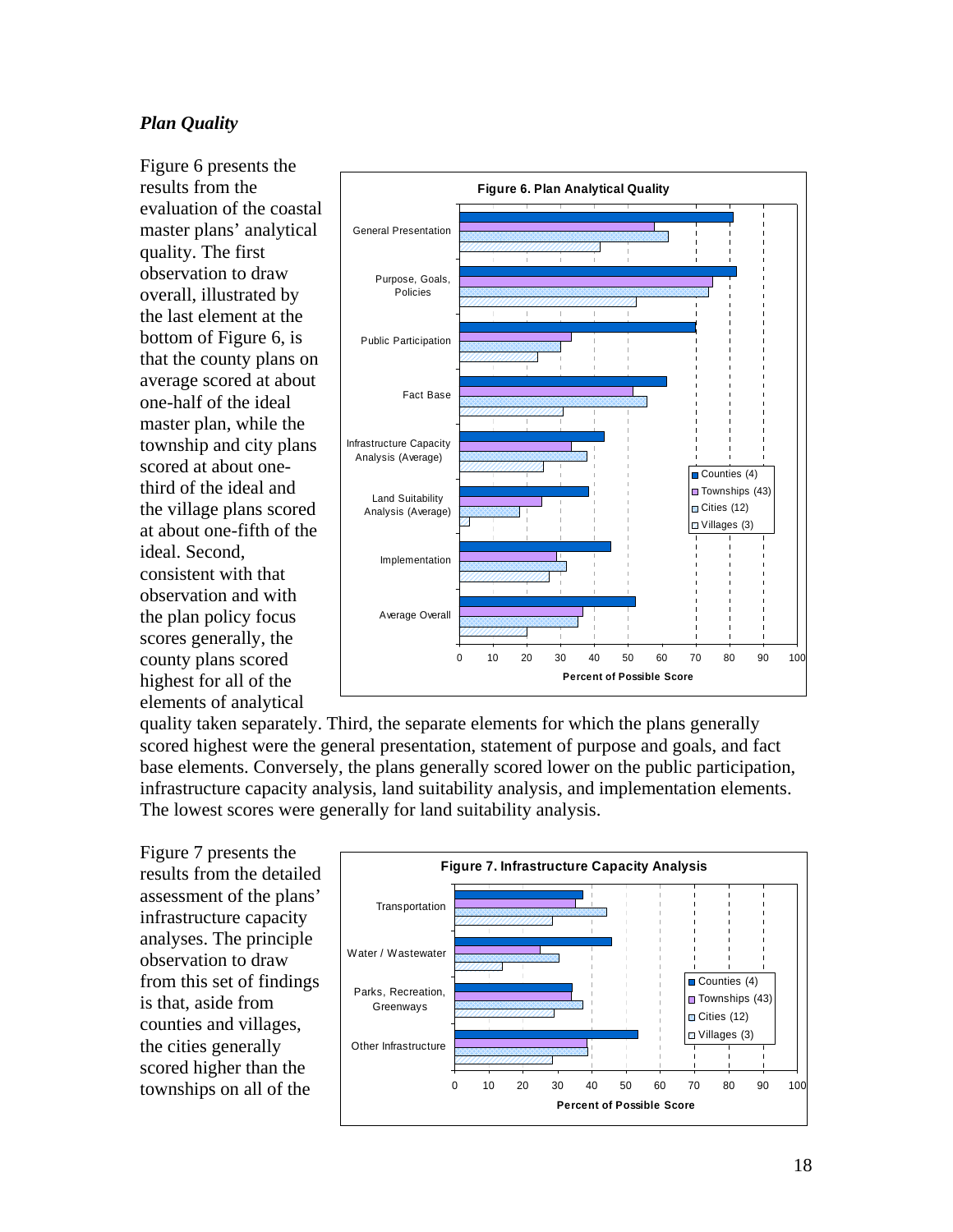*Plan Quality*

Figure 6 presents the results from the evaluation of the coastal master plans' analytical quality. The first observation to draw overall, illustrated by the last element at the bottom of Figure 6, is that the county plans on average scored at about one-half of the ideal master plan, while the township and city plans scored at about one-third of the ideal and the village plans scored at about one-fifth of the ideal. Second, consistent with that observation and with the plan policy focus scores generally, the county plans scored highest for all of the elements of analytical quality taken separately. Third, the separate elements for which the plans generally scored highest were the general presentation, statement of purpose and goals, and fact base elements. Conversely, the plans generally scored lower on the public participation, infrastructure capacity analysis, land suitability analysis, and implementation elements. The lowest scores were generally for land suitability analysis.

Figure 7 presents the results from the detailed assessment of the plans' infrastructure capacity analyses. The principle observation to draw from this set of findings is that, aside from counties and villages, the cities generally scored higher than the townships on all of the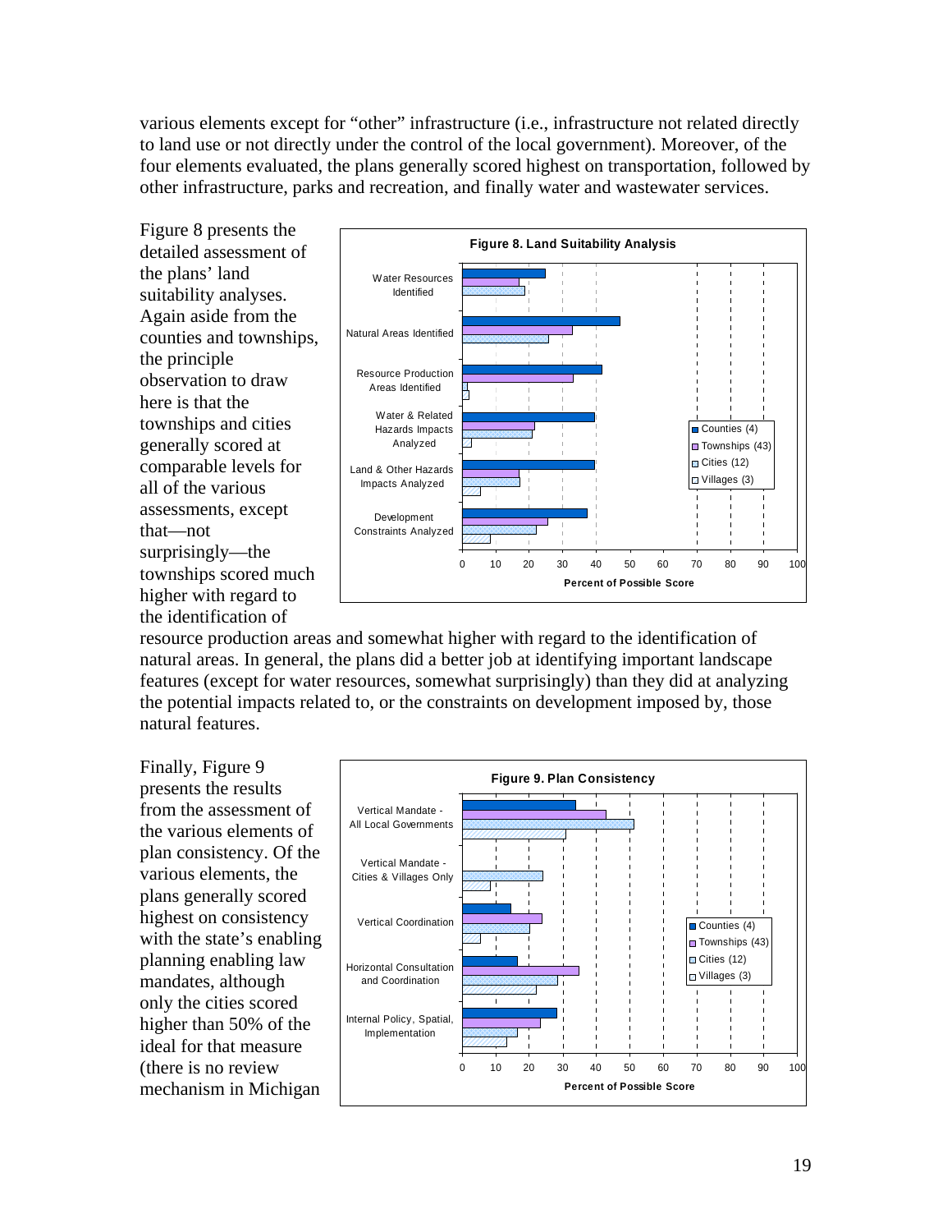various elements except for "other" infrastructure (i.e., infrastructure not related directly to land use or not directly under the control of the local government). Moreover, of the four elements evaluated, the plans generally scored highest on transportation, followed by other infrastructure, parks and recreation, and finally water and wastewater services.

Figure 8 presents the detailed assessment of the plans' land suitability analyses. Again aside from the counties and townships, the principle observation to draw here is that the townships and cities generally scored at comparable levels for all of the various assessments, except that—not surprisingly—the townships scored much higher with regard to the identification of resource production areas and somewhat higher with regard to the identification of natural areas. In general, the plans did a better job at identifying important landscape features (except for water resources, somewhat surprisingly) than they did at analyzing the potential impacts related to, or the constraints on development imposed by, those natural features.

**Figure 8. Land Suitability Analysis**

Finally, Figure 9 presents the results from the assessment of the various elements of plan consistency. Of the various elements, the plans generally scored highest on consistency with the state's enabling planning enabling law mandates, although only the cities scored higher than 50% of the ideal for that measure (there is no review mechanism in Michigan

**Figure 9. Plan Consistency**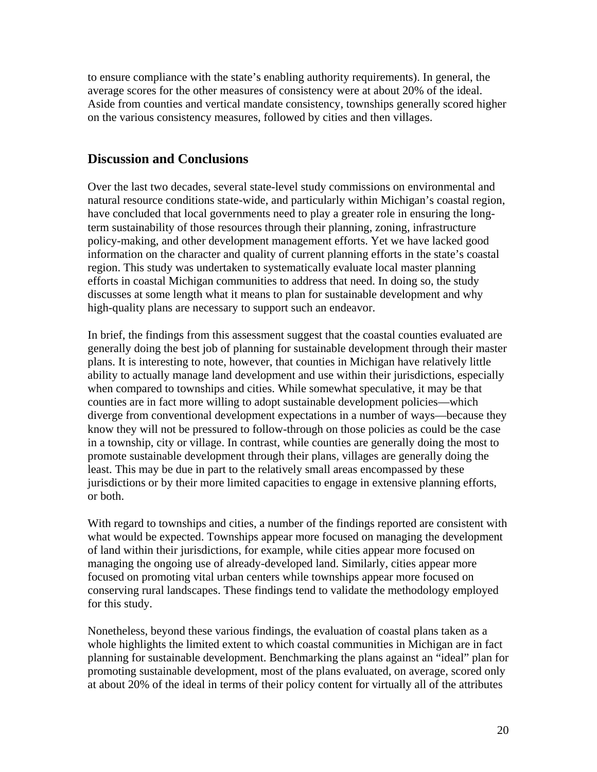to ensure compliance with the state's enabling authority requirements). In general, the average scores for the other measures of consistency were at about 20% of the ideal. Aside from counties and vertical mandate consistency, townships generally scored higher on the various consistency measures, followed by cities and then villages.

## Discussion and Conclusions

Over the last two decades, several state-level study commissions on environmental and natural resource conditions state-wide, and particularly within Michigan's coastal region, have concluded that local governments need to play a greater role in ensuring the long-term sustainability of those resources through their planning, zoning, infrastructure policy-making, and other development management efforts. Yet we have lacked good information on the character and quality of current planning efforts in the state's coastal region. This study was undertaken to systematically evaluate local master planning efforts in coastal Michigan communities to address that need. In doing so, the study discusses at some length what it means to plan for sustainable development and why high-quality plans are necessary to support such an endeavor.

In brief, the findings from this assessment suggest that the coastal counties evaluated are generally doing the best job of planning for sustainable development through their master plans. It is interesting to note, however, that counties in Michigan have relatively little ability to actually manage land development and use within their jurisdictions, especially when compared to townships and cities. While somewhat speculative, it may be that counties are in fact more willing to adopt sustainable development policies—which diverge from conventional development expectations in a number of ways—because they know they will not be pressured to follow-through on those policies as could be the case in a township, city or village. In contrast, while counties are generally doing the most to promote sustainable development through their plans, villages are generally doing the least. This may be due in part to the relatively small areas encompassed by these jurisdictions or by their more limited capacities to engage in extensive planning efforts, or both.

With regard to townships and cities, a number of the findings reported are consistent with what would be expected. Townships appear more focused on managing the development of land within their jurisdictions, for example, while cities appear more focused on managing the ongoing use of already-developed land. Similarly, cities appear more focused on promoting vital urban centers while townships appear more focused on conserving rural landscapes. These findings tend to validate the methodology employed for this study.

Nonetheless, beyond these various findings, the evaluation of coastal plans taken as a whole highlights the limited extent to which coastal communities in Michigan are in fact planning for sustainable development. Benchmarking the plans against an "ideal" plan for promoting sustainable development, most of the plans evaluated, on average, scored only at about 20% of the ideal in terms of their policy content for virtually all of the attributes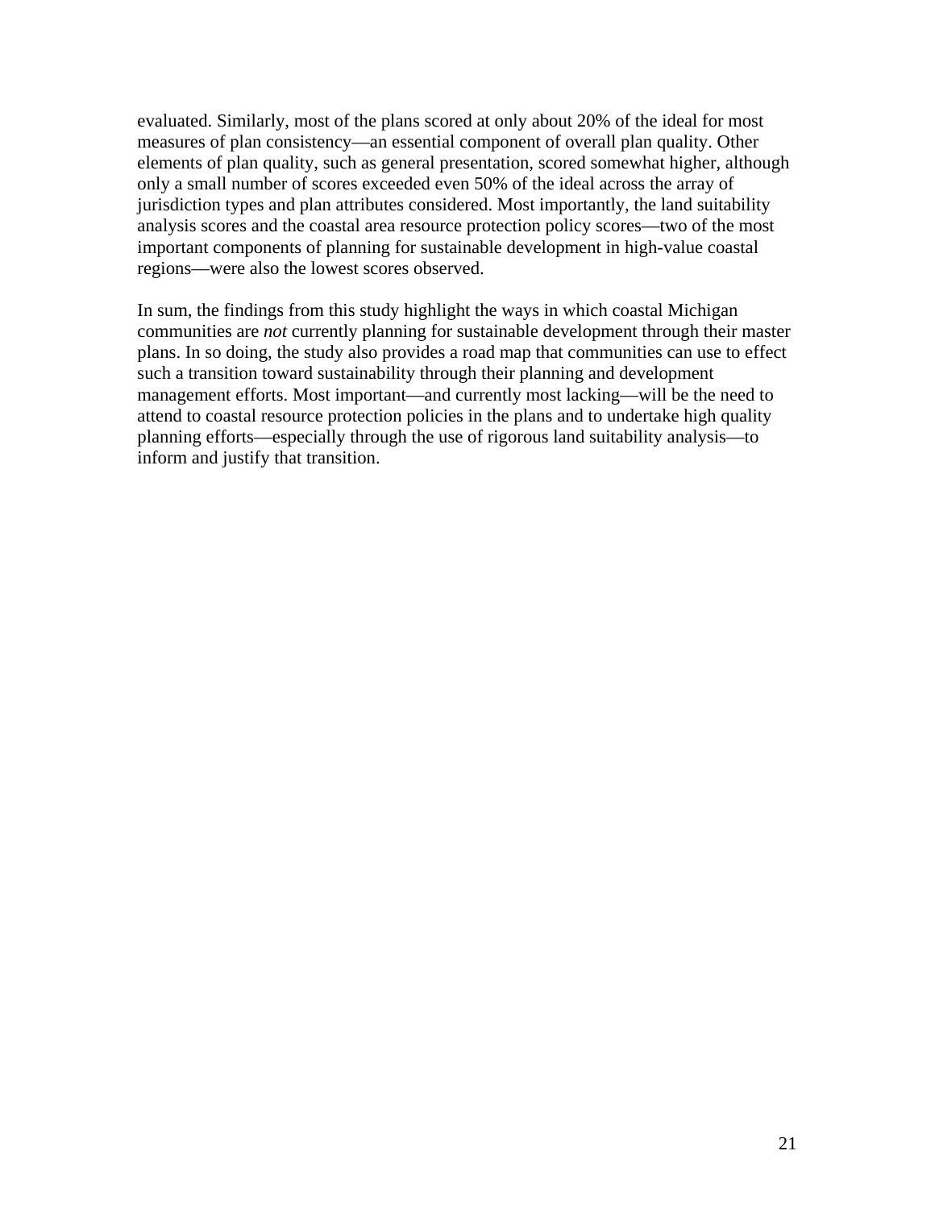evaluated. Similarly, most of the plans scored at only about 20% of the ideal for most measures of plan consistency—an essential component of overall plan quality. Other elements of plan quality, such as general presentation, scored somewhat higher, although only a small number of scores exceeded even 50% of the ideal across the array of jurisdiction types and plan attributes considered. Most importantly, the land suitability analysis scores and the coastal area resource protection policy scores—two of the most important components of planning for sustainable development in high-value coastal regions—were also the lowest scores observed.

In sum, the findings from this study highlight the ways in which coastal Michigan communities are *not* currently planning for sustainable development through their master plans. In so doing, the study also provides a road map that communities can use to effect such a transition toward sustainability through their planning and development management efforts. Most important—and currently most lacking—will be the need to attend to coastal resource protection policies in the plans and to undertake high quality planning efforts—especially through the use of rigorous land suitability analysis—to inform and justify that transition.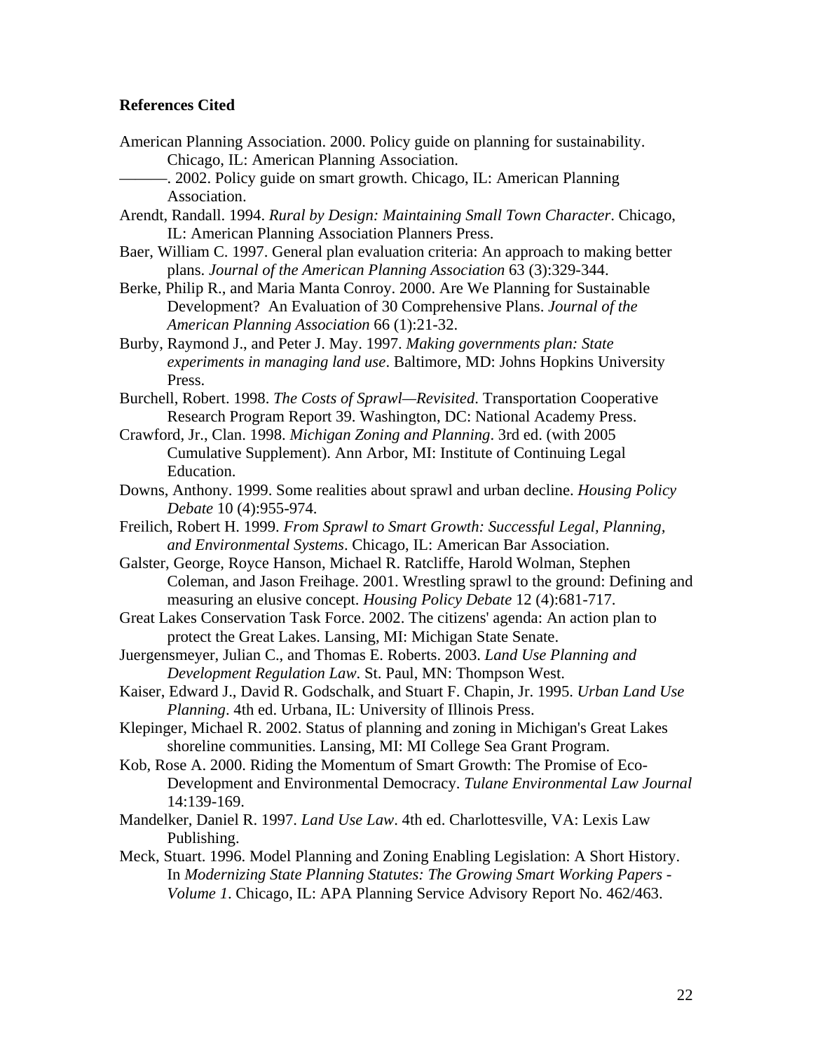**References Cited**

American Planning Association. 2000. Policy guide on planning for sustainability. Chicago, IL: American Planning Association.

———. 2002. Policy guide on smart growth. Chicago, IL: American Planning Association.

Arendt, Randall. 1994. *Rural by Design: Maintaining Small Town Character*. Chicago, IL: American Planning Association Planners Press.

Baer, William C. 1997. General plan evaluation criteria: An approach to making better plans. *Journal of the American Planning Association* 63 (3):329-344.

Berke, Philip R., and Maria Manta Conroy. 2000. Are We Planning for Sustainable Development? An Evaluation of 30 Comprehensive Plans. *Journal of the American Planning Association* 66 (1):21-32.

Burby, Raymond J., and Peter J. May. 1997. *Making governments plan: State experiments in managing land use*. Baltimore, MD: Johns Hopkins University Press.

Burchell, Robert. 1998. *The Costs of Sprawl—Revisited*. Transportation Cooperative Research Program Report 39. Washington, DC: National Academy Press.

Crawford, Jr., Clan. 1998. *Michigan Zoning and Planning*. 3rd ed. (with 2005 Cumulative Supplement). Ann Arbor, MI: Institute of Continuing Legal Education.

Downs, Anthony. 1999. Some realities about sprawl and urban decline. *Housing Policy Debate* 10 (4):955-974.

Freilich, Robert H. 1999. *From Sprawl to Smart Growth: Successful Legal, Planning, and Environmental Systems*. Chicago, IL: American Bar Association.

Galster, George, Royce Hanson, Michael R. Ratcliffe, Harold Wolman, Stephen Coleman, and Jason Freihage. 2001. Wrestling sprawl to the ground: Defining and measuring an elusive concept. *Housing Policy Debate* 12 (4):681-717.

Great Lakes Conservation Task Force. 2002. The citizens' agenda: An action plan to protect the Great Lakes. Lansing, MI: Michigan State Senate.

Juergensmeyer, Julian C., and Thomas E. Roberts. 2003. *Land Use Planning and Development Regulation Law*. St. Paul, MN: Thompson West.

Kaiser, Edward J., David R. Godschalk, and Stuart F. Chapin, Jr. 1995. *Urban Land Use Planning*. 4th ed. Urbana, IL: University of Illinois Press.

Klepinger, Michael R. 2002. Status of planning and zoning in Michigan's Great Lakes shoreline communities. Lansing, MI: MI College Sea Grant Program.

Kob, Rose A. 2000. Riding the Momentum of Smart Growth: The Promise of Eco-Development and Environmental Democracy. *Tulane Environmental Law Journal* 14:139-169.

Mandelker, Daniel R. 1997. *Land Use Law*. 4th ed. Charlottesville, VA: Lexis Law Publishing.

Meck, Stuart. 1996. Model Planning and Zoning Enabling Legislation: A Short History. In *Modernizing State Planning Statutes: The Growing Smart Working Papers - Volume 1*. Chicago, IL: APA Planning Service Advisory Report No. 462/463.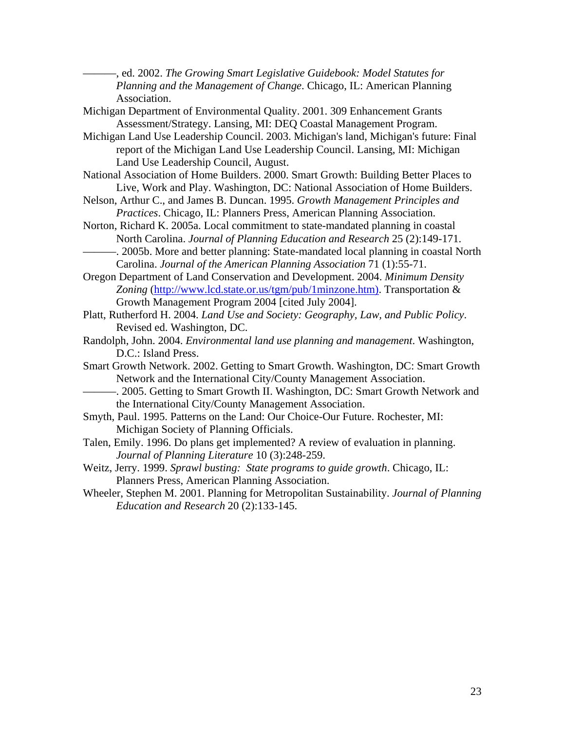———, ed. 2002. *The Growing Smart Legislative Guidebook: Model Statutes for Planning and the Management of Change*. Chicago, IL: American Planning Association.

Michigan Department of Environmental Quality. 2001. 309 Enhancement Grants Assessment/Strategy. Lansing, MI: DEQ Coastal Management Program.

Michigan Land Use Leadership Council. 2003. Michigan's land, Michigan's future: Final report of the Michigan Land Use Leadership Council. Lansing, MI: Michigan Land Use Leadership Council, August.

National Association of Home Builders. 2000. Smart Growth: Building Better Places to Live, Work and Play. Washington, DC: National Association of Home Builders.

Nelson, Arthur C., and James B. Duncan. 1995. *Growth Management Principles and Practices*. Chicago, IL: Planners Press, American Planning Association.

Norton, Richard K. 2005a. Local commitment to state-mandated planning in coastal North Carolina. *Journal of Planning Education and Research* 25 (2):149-171.

———. 2005b. More and better planning: State-mandated local planning in coastal North Carolina. *Journal of the American Planning Association* 71 (1):55-71.

Oregon Department of Land Conservation and Development. 2004. *Minimum Density Zoning* (http://www.lcd.state.or.us/tgm/pub/1minzone.htm). Transportation & Growth Management Program 2004 [cited July 2004].

Platt, Rutherford H. 2004. *Land Use and Society: Geography, Law, and Public Policy*. Revised ed. Washington, DC.

Randolph, John. 2004. *Environmental land use planning and management*. Washington, D.C.: Island Press.

Smart Growth Network. 2002. Getting to Smart Growth. Washington, DC: Smart Growth Network and the International City/County Management Association.

———. 2005. Getting to Smart Growth II. Washington, DC: Smart Growth Network and the International City/County Management Association.

Smyth, Paul. 1995. Patterns on the Land: Our Choice-Our Future. Rochester, MI: Michigan Society of Planning Officials.

Talen, Emily. 1996. Do plans get implemented? A review of evaluation in planning. *Journal of Planning Literature* 10 (3):248-259.

Weitz, Jerry. 1999. *Sprawl busting: State programs to guide growth*. Chicago, IL: Planners Press, American Planning Association.

Wheeler, Stephen M. 2001. Planning for Metropolitan Sustainability. *Journal of Planning Education and Research* 20 (2):133-145.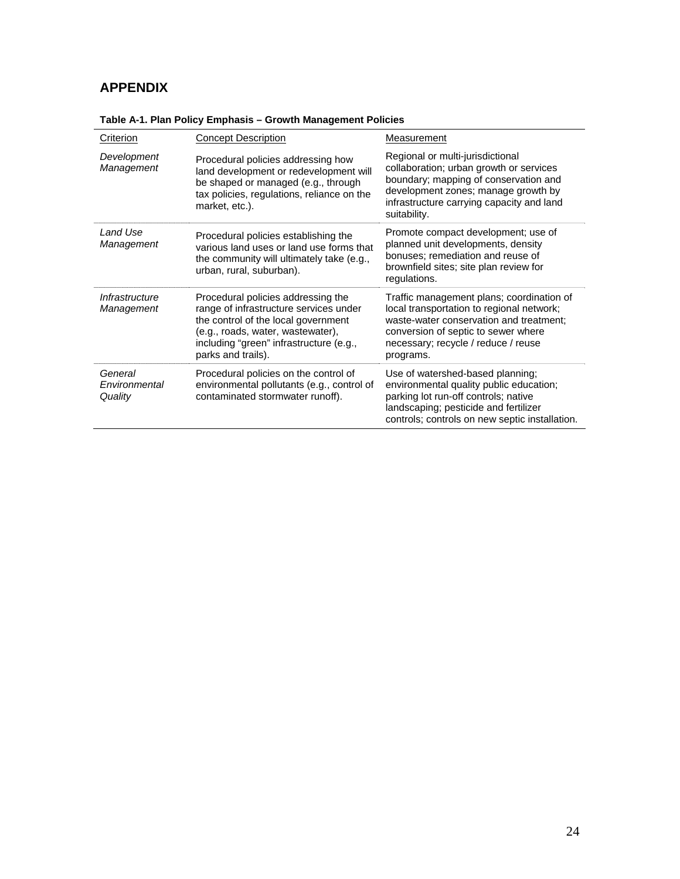## APPENDIX

**Table A-1. Plan Policy Emphasis – Growth Management Policies**

| Criterion | Concept Description | Measurement |
|---|---|---|
| *Development Management* | Procedural policies addressing how land development or redevelopment will be shaped or managed (e.g., through tax policies, regulations, reliance on the market, etc.). | Regional or multi-jurisdictional collaboration; urban growth or services boundary; mapping of conservation and development zones; manage growth by infrastructure carrying capacity and land suitability. |
| *Land Use Management* | Procedural policies establishing the various land uses or land use forms that the community will ultimately take (e.g., urban, rural, suburban). | Promote compact development; use of planned unit developments, density bonuses; remediation and reuse of brownfield sites; site plan review for regulations. |
| *Infrastructure Management* | Procedural policies addressing the range of infrastructure services under the control of the local government (e.g., roads, water, wastewater), including "green" infrastructure (e.g., parks and trails). | Traffic management plans; coordination of local transportation to regional network; waste-water conservation and treatment; conversion of septic to sewer where necessary; recycle / reduce / reuse programs. |
| *General Environmental Quality* | Procedural policies on the control of environmental pollutants (e.g., control of contaminated stormwater runoff). | Use of watershed-based planning; environmental quality public education; parking lot run-off controls; native landscaping; pesticide and fertilizer controls; controls on new septic installation. |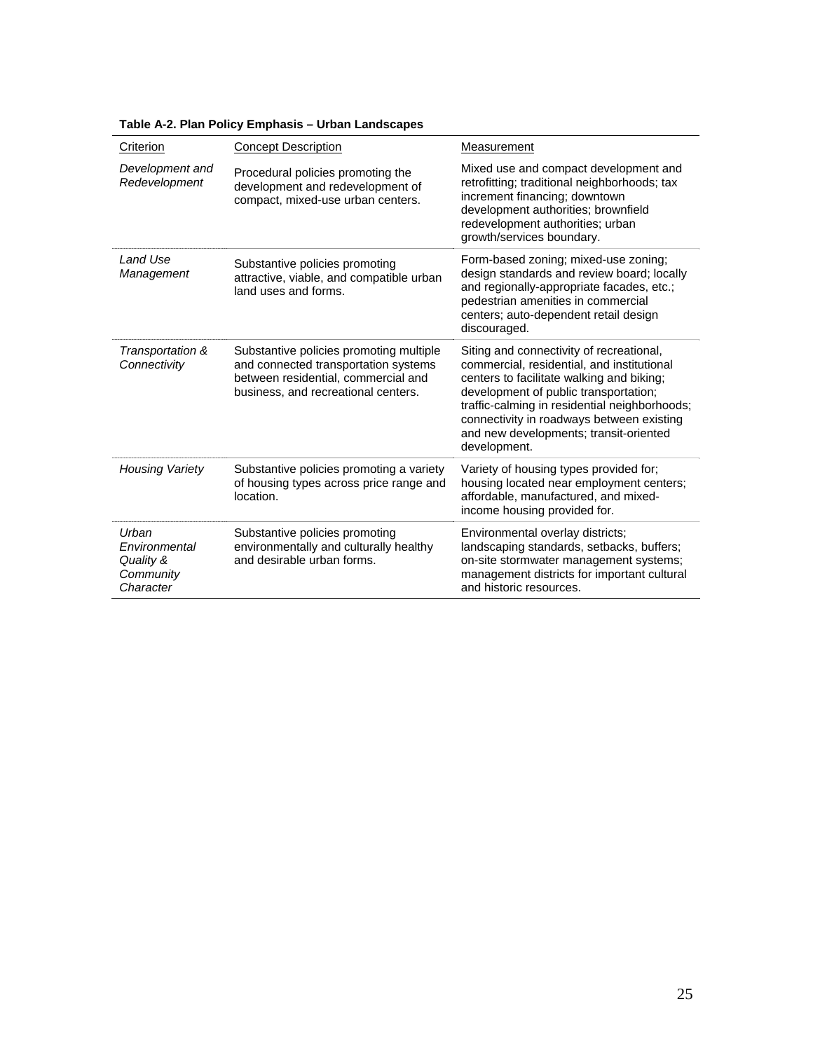**Table A-2. Plan Policy Emphasis – Urban Landscapes**

| Criterion | Concept Description | Measurement |
|---|---|---|
| *Development and Redevelopment* | Procedural policies promoting the development and redevelopment of compact, mixed-use urban centers. | Mixed use and compact development and retrofitting; traditional neighborhoods; tax increment financing; downtown development authorities; brownfield redevelopment authorities; urban growth/services boundary. |
| *Land Use Management* | Substantive policies promoting attractive, viable, and compatible urban land uses and forms. | Form-based zoning; mixed-use zoning; design standards and review board; locally and regionally-appropriate facades, etc.; pedestrian amenities in commercial centers; auto-dependent retail design discouraged. |
| *Transportation & Connectivity* | Substantive policies promoting multiple and connected transportation systems between residential, commercial and business, and recreational centers. | Siting and connectivity of recreational, commercial, residential, and institutional centers to facilitate walking and biking; development of public transportation; traffic-calming in residential neighborhoods; connectivity in roadways between existing and new developments; transit-oriented development. |
| *Housing Variety* | Substantive policies promoting a variety of housing types across price range and location. | Variety of housing types provided for; housing located near employment centers; affordable, manufactured, and mixed-income housing provided for. |
| *Urban Environmental Quality & Community Character* | Substantive policies promoting environmentally and culturally healthy and desirable urban forms. | Environmental overlay districts; landscaping standards, setbacks, buffers; on-site stormwater management systems; management districts for important cultural and historic resources. |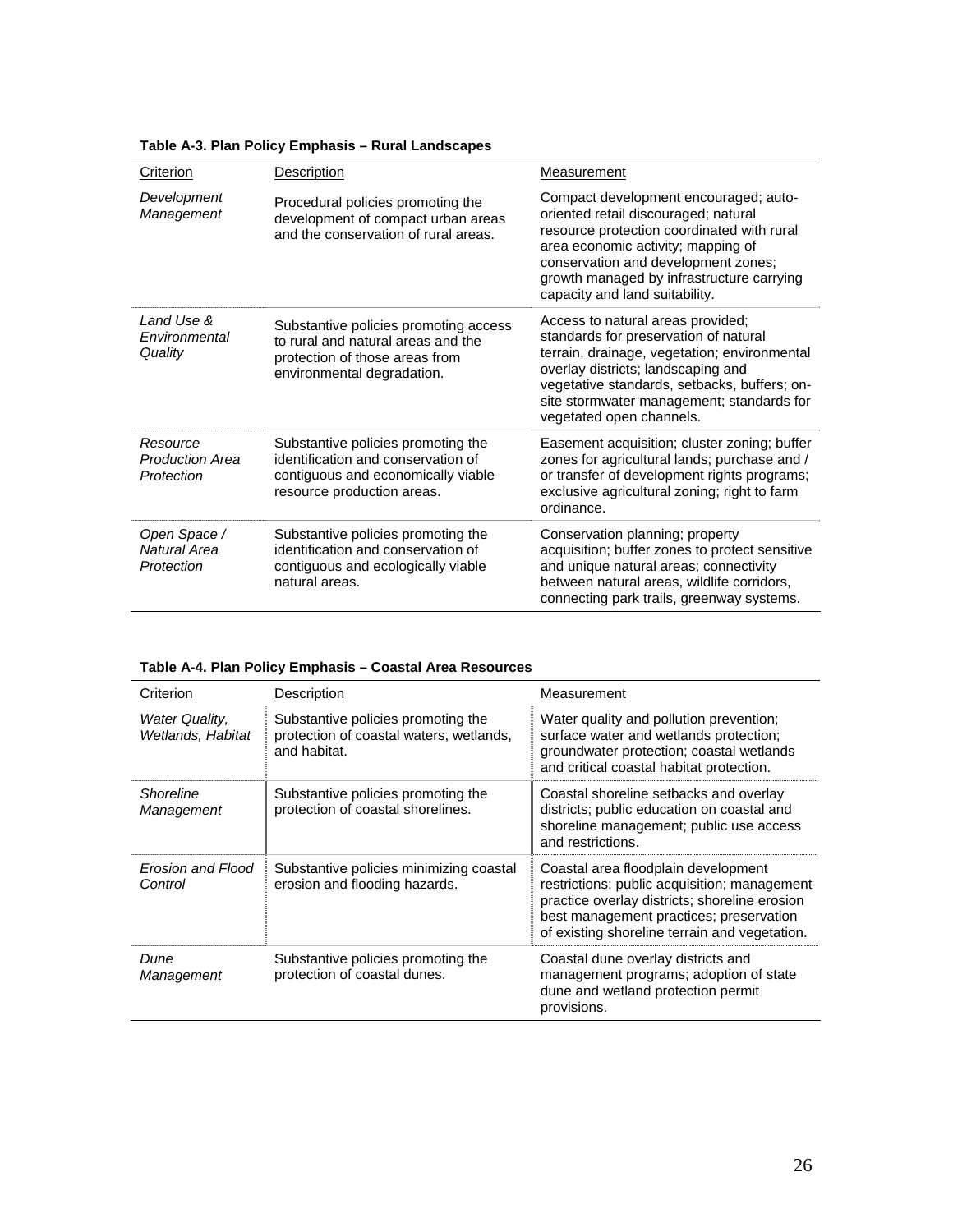**Table A-3. Plan Policy Emphasis – Rural Landscapes**

| Criterion | Description | Measurement |
| --- | --- | --- |
| *Development Management* | Procedural policies promoting the development of compact urban areas and the conservation of rural areas. | Compact development encouraged; auto-oriented retail discouraged; natural resource protection coordinated with rural area economic activity; mapping of conservation and development zones; growth managed by infrastructure carrying capacity and land suitability. |
| *Land Use & Environmental Quality* | Substantive policies promoting access to rural and natural areas and the protection of those areas from environmental degradation. | Access to natural areas provided; standards for preservation of natural terrain, drainage, vegetation; environmental overlay districts; landscaping and vegetative standards, setbacks, buffers; on-site stormwater management; standards for vegetated open channels. |
| *Resource Production Area Protection* | Substantive policies promoting the identification and conservation of contiguous and economically viable resource production areas. | Easement acquisition; cluster zoning; buffer zones for agricultural lands; purchase and / or transfer of development rights programs; exclusive agricultural zoning; right to farm ordinance. |
| *Open Space / Natural Area Protection* | Substantive policies promoting the identification and conservation of contiguous and ecologically viable natural areas. | Conservation planning; property acquisition; buffer zones to protect sensitive and unique natural areas; connectivity between natural areas, wildlife corridors, connecting park trails, greenway systems. |

**Table A-4. Plan Policy Emphasis – Coastal Area Resources**

| Criterion | Description | Measurement |
| --- | --- | --- |
| *Water Quality, Wetlands, Habitat* | Substantive policies promoting the protection of coastal waters, wetlands, and habitat. | Water quality and pollution prevention; surface water and wetlands protection; groundwater protection; coastal wetlands and critical coastal habitat protection. |
| *Shoreline Management* | Substantive policies promoting the protection of coastal shorelines. | Coastal shoreline setbacks and overlay districts; public education on coastal and shoreline management; public use access and restrictions. |
| *Erosion and Flood Control* | Substantive policies minimizing coastal erosion and flooding hazards. | Coastal area floodplain development restrictions; public acquisition; management practice overlay districts; shoreline erosion best management practices; preservation of existing shoreline terrain and vegetation. |
| *Dune Management* | Substantive policies promoting the protection of coastal dunes. | Coastal dune overlay districts and management programs; adoption of state dune and wetland protection permit provisions. |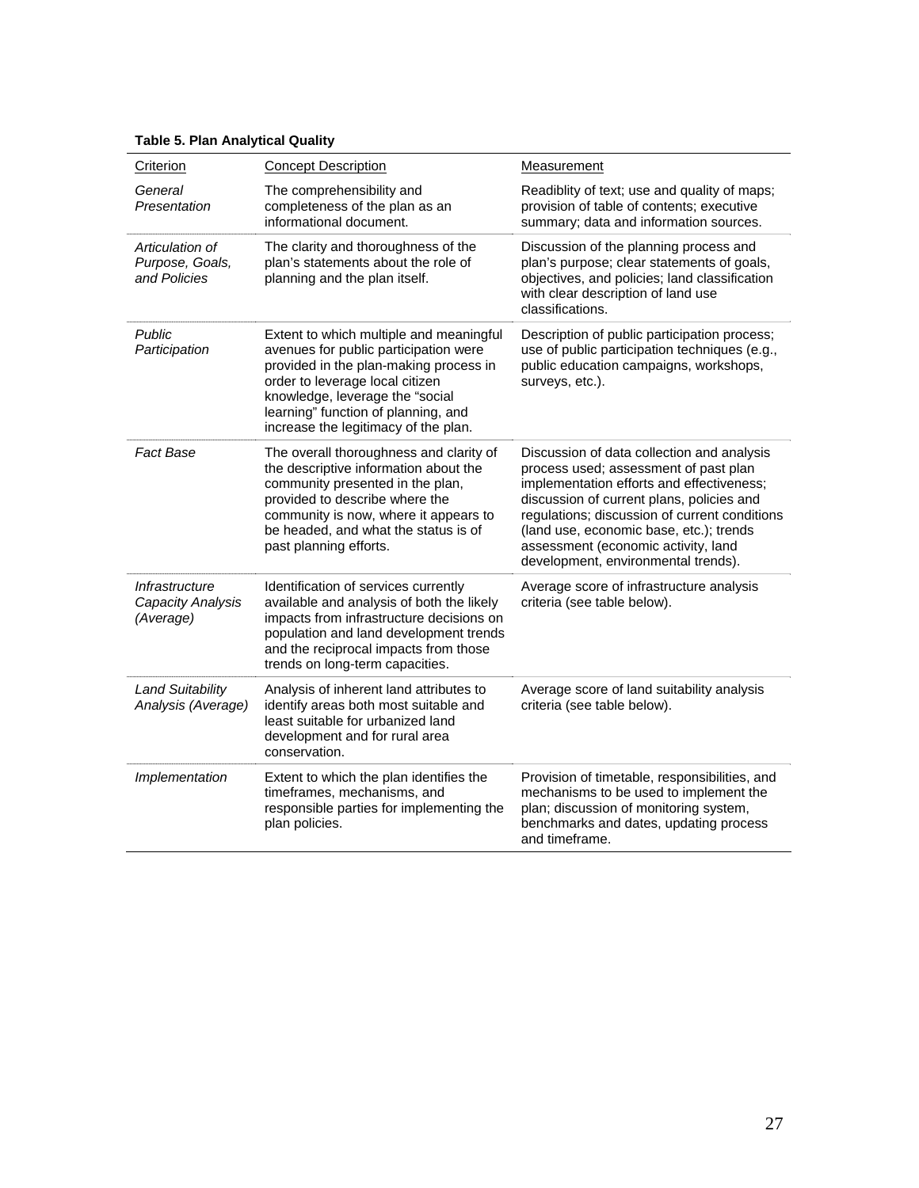**Table 5. Plan Analytical Quality**

| Criterion | Concept Description | Measurement |
|---|---|---|
| *General Presentation* | The comprehensibility and completeness of the plan as an informational document. | Readiblity of text; use and quality of maps; provision of table of contents; executive summary; data and information sources. |
| *Articulation of Purpose, Goals, and Policies* | The clarity and thoroughness of the plan's statements about the role of planning and the plan itself. | Discussion of the planning process and plan's purpose; clear statements of goals, objectives, and policies; land classification with clear description of land use classifications. |
| *Public Participation* | Extent to which multiple and meaningful avenues for public participation were provided in the plan-making process in order to leverage local citizen knowledge, leverage the "social learning" function of planning, and increase the legitimacy of the plan. | Description of public participation process; use of public participation techniques (e.g., public education campaigns, workshops, surveys, etc.). |
| *Fact Base* | The overall thoroughness and clarity of the descriptive information about the community presented in the plan, provided to describe where the community is now, where it appears to be headed, and what the status is of past planning efforts. | Discussion of data collection and analysis process used; assessment of past plan implementation efforts and effectiveness; discussion of current plans, policies and regulations; discussion of current conditions (land use, economic base, etc.); trends assessment (economic activity, land development, environmental trends). |
| *Infrastructure Capacity Analysis (Average)* | Identification of services currently available and analysis of both the likely impacts from infrastructure decisions on population and land development trends and the reciprocal impacts from those trends on long-term capacities. | Average score of infrastructure analysis criteria (see table below). |
| *Land Suitability Analysis (Average)* | Analysis of inherent land attributes to identify areas both most suitable and least suitable for urbanized land development and for rural area conservation. | Average score of land suitability analysis criteria (see table below). |
| *Implementation* | Extent to which the plan identifies the timeframes, mechanisms, and responsible parties for implementing the plan policies. | Provision of timetable, responsibilities, and mechanisms to be used to implement the plan; discussion of monitoring system, benchmarks and dates, updating process and timeframe. |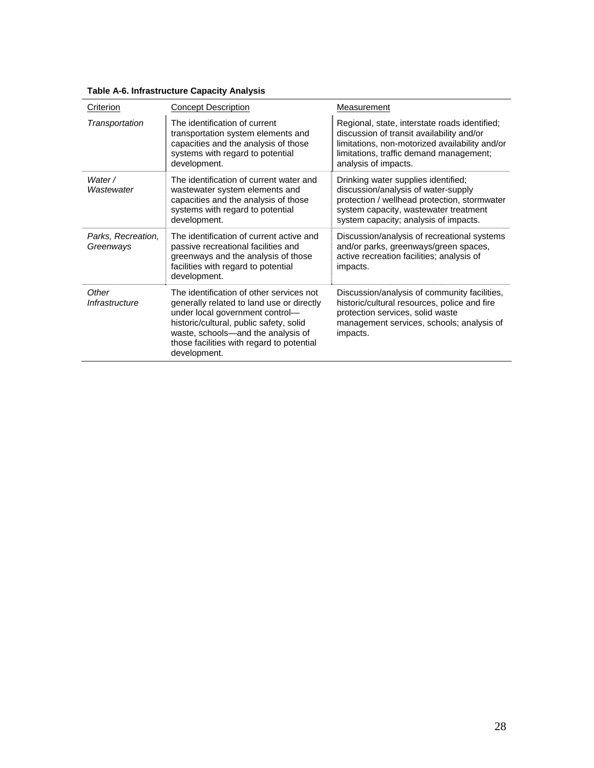**Table A-6. Infrastructure Capacity Analysis**

| Criterion | Concept Description | Measurement |
|---|---|---|
| *Transportation* | The identification of current transportation system elements and capacities and the analysis of those systems with regard to potential development. | Regional, state, interstate roads identified; discussion of transit availability and/or limitations, non-motorized availability and/or limitations, traffic demand management; analysis of impacts. |
| *Water / Wastewater* | The identification of current water and wastewater system elements and capacities and the analysis of those systems with regard to potential development. | Drinking water supplies identified; discussion/analysis of water-supply protection / wellhead protection, stormwater system capacity, wastewater treatment system capacity; analysis of impacts. |
| *Parks, Recreation, Greenways* | The identification of current active and passive recreational facilities and greenways and the analysis of those facilities with regard to potential development. | Discussion/analysis of recreational systems and/or parks, greenways/green spaces, active recreation facilities; analysis of impacts. |
| *Other Infrastructure* | The identification of other services not generally related to land use or directly under local government control—historic/cultural, public safety, solid waste, schools—and the analysis of those facilities with regard to potential development. | Discussion/analysis of community facilities, historic/cultural resources, police and fire protection services, solid waste management services, schools; analysis of impacts. |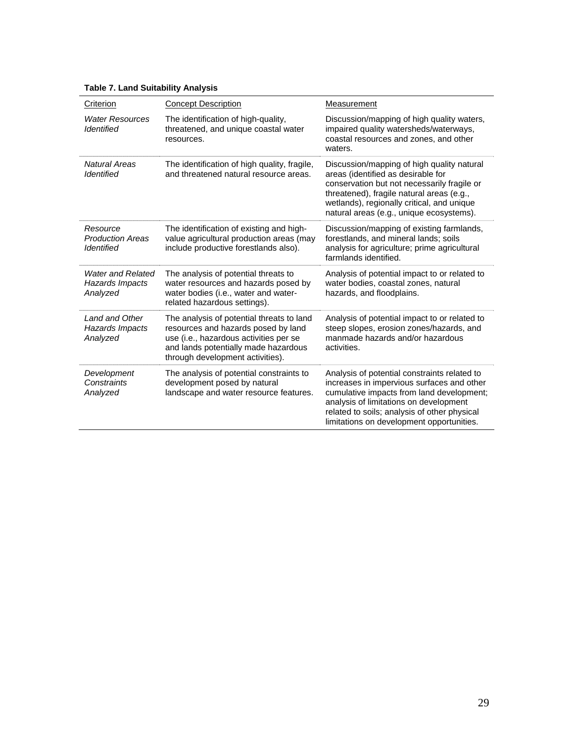**Table 7. Land Suitability Analysis**

| Criterion | Concept Description | Measurement |
|---|---|---|
| *Water Resources Identified* | The identification of high-quality, threatened, and unique coastal water resources. | Discussion/mapping of high quality waters, impaired quality watersheds/waterways, coastal resources and zones, and other waters. |
| *Natural Areas Identified* | The identification of high quality, fragile, and threatened natural resource areas. | Discussion/mapping of high quality natural areas (identified as desirable for conservation but not necessarily fragile or threatened), fragile natural areas (e.g., wetlands), regionally critical, and unique natural areas (e.g., unique ecosystems). |
| *Resource Production Areas Identified* | The identification of existing and high-value agricultural production areas (may include productive forestlands also). | Discussion/mapping of existing farmlands, forestlands, and mineral lands; soils analysis for agriculture; prime agricultural farmlands identified. |
| *Water and Related Hazards Impacts Analyzed* | The analysis of potential threats to water resources and hazards posed by water bodies (i.e., water and water-related hazardous settings). | Analysis of potential impact to or related to water bodies, coastal zones, natural hazards, and floodplains. |
| *Land and Other Hazards Impacts Analyzed* | The analysis of potential threats to land resources and hazards posed by land use (i.e., hazardous activities per se and lands potentially made hazardous through development activities). | Analysis of potential impact to or related to steep slopes, erosion zones/hazards, and manmade hazards and/or hazardous activities. |
| *Development Constraints Analyzed* | The analysis of potential constraints to development posed by natural landscape and water resource features. | Analysis of potential constraints related to increases in impervious surfaces and other cumulative impacts from land development; analysis of limitations on development related to soils; analysis of other physical limitations on development opportunities. |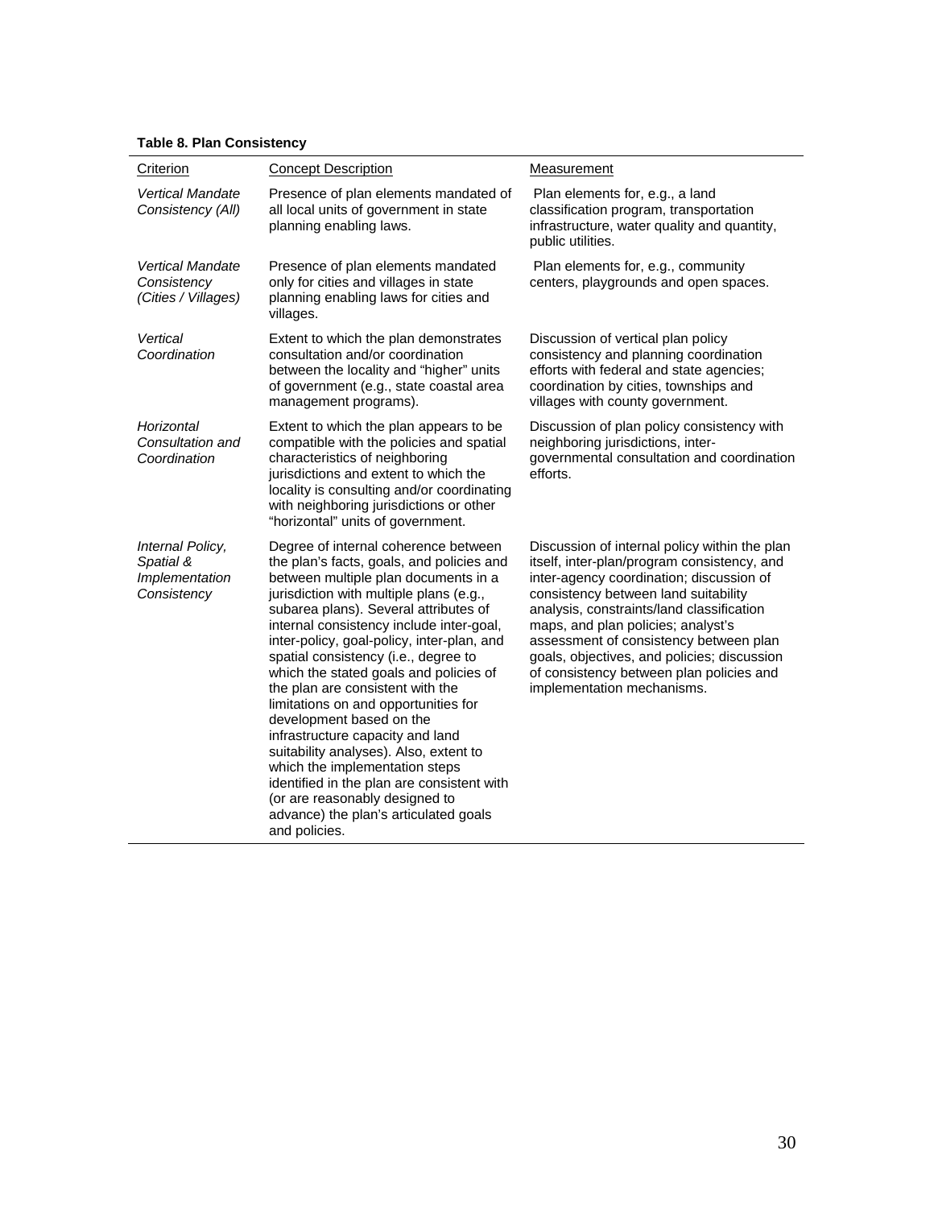**Table 8. Plan Consistency**

| Criterion | Concept Description | Measurement |
|---|---|---|
| *Vertical Mandate Consistency (All)* | Presence of plan elements mandated of all local units of government in state planning enabling laws. | Plan elements for, e.g., a land classification program, transportation infrastructure, water quality and quantity, public utilities. |
| *Vertical Mandate Consistency (Cities / Villages)* | Presence of plan elements mandated only for cities and villages in state planning enabling laws for cities and villages. | Plan elements for, e.g., community centers, playgrounds and open spaces. |
| *Vertical Coordination* | Extent to which the plan demonstrates consultation and/or coordination between the locality and "higher" units of government (e.g., state coastal area management programs). | Discussion of vertical plan policy consistency and planning coordination efforts with federal and state agencies; coordination by cities, townships and villages with county government. |
| *Horizontal Consultation and Coordination* | Extent to which the plan appears to be compatible with the policies and spatial characteristics of neighboring jurisdictions and extent to which the locality is consulting and/or coordinating with neighboring jurisdictions or other "horizontal" units of government. | Discussion of plan policy consistency with neighboring jurisdictions, inter-governmental consultation and coordination efforts. |
| *Internal Policy, Spatial & Implementation Consistency* | Degree of internal coherence between the plan's facts, goals, and policies and between multiple plan documents in a jurisdiction with multiple plans (e.g., subarea plans). Several attributes of internal consistency include inter-goal, inter-policy, goal-policy, inter-plan, and spatial consistency (i.e., degree to which the stated goals and policies of the plan are consistent with the limitations on and opportunities for development based on the infrastructure capacity and land suitability analyses). Also, extent to which the implementation steps identified in the plan are consistent with (or are reasonably designed to advance) the plan's articulated goals and policies. | Discussion of internal policy within the plan itself, inter-plan/program consistency, and inter-agency coordination; discussion of consistency between land suitability analysis, constraints/land classification maps, and plan policies; analyst's assessment of consistency between plan goals, objectives, and policies; discussion of consistency between plan policies and implementation mechanisms. |